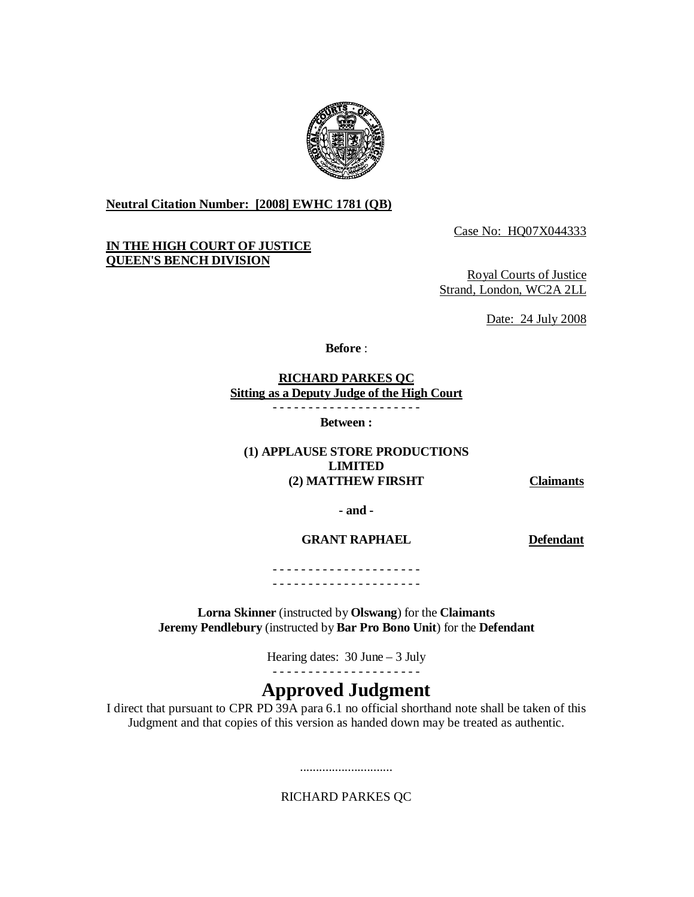**Neutral Citation Number: [2008] EWHC 1781 (QB)**

Case No: HQ07X044333

**IN THE HIGH COURT OF JUSTICE**
**QUEEN'S BENCH DIVISION**

Royal Courts of Justice
Strand, London, WC2A 2LL

Date: 24 July 2008

**Before** :

**RICHARD PARKES QC**
**Sitting as a Deputy Judge of the High Court**

- - - - - - - - - - - - - - - - - - - - -

**Between :**

| | |
|---|---|
| **(1) APPLAUSE STORE PRODUCTIONS LIMITED** **(2) MATTHEW FIRSHT** | **Claimants** |
| **- and -** | |
| **GRANT RAPHAEL** | **Defendant** |

- - - - - - - - - - - - - - - - - - - - -

- - - - - - - - - - - - - - - - - - - - -

**Lorna Skinner** (instructed by **Olswang**) for the **Claimants**
**Jeremy Pendlebury** (instructed by **Bar Pro Bono Unit**) for the **Defendant**

Hearing dates: 30 June – 3 July

- - - - - - - - - - - - - - - - - - - - -

# Approved Judgment

I direct that pursuant to CPR PD 39A para 6.1 no official shorthand note shall be taken of this Judgment and that copies of this version as handed down may be treated as authentic.

.............................

RICHARD PARKES QC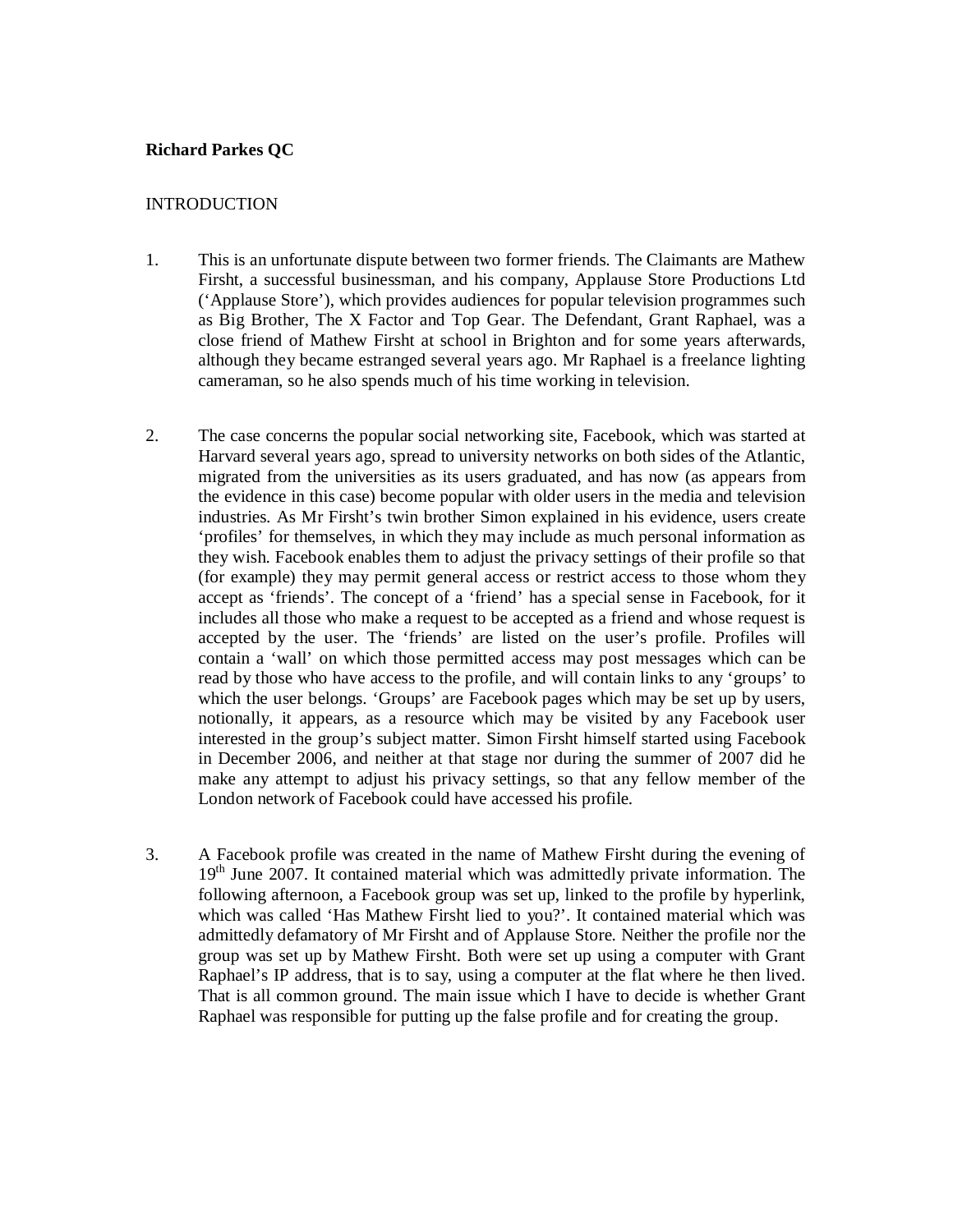**Richard Parkes QC**

INTRODUCTION

1. This is an unfortunate dispute between two former friends. The Claimants are Mathew Firsht, a successful businessman, and his company, Applause Store Productions Ltd ('Applause Store'), which provides audiences for popular television programmes such as Big Brother, The X Factor and Top Gear. The Defendant, Grant Raphael, was a close friend of Mathew Firsht at school in Brighton and for some years afterwards, although they became estranged several years ago. Mr Raphael is a freelance lighting cameraman, so he also spends much of his time working in television.

2. The case concerns the popular social networking site, Facebook, which was started at Harvard several years ago, spread to university networks on both sides of the Atlantic, migrated from the universities as its users graduated, and has now (as appears from the evidence in this case) become popular with older users in the media and television industries. As Mr Firsht's twin brother Simon explained in his evidence, users create 'profiles' for themselves, in which they may include as much personal information as they wish. Facebook enables them to adjust the privacy settings of their profile so that (for example) they may permit general access or restrict access to those whom they accept as 'friends'. The concept of a 'friend' has a special sense in Facebook, for it includes all those who make a request to be accepted as a friend and whose request is accepted by the user. The 'friends' are listed on the user's profile. Profiles will contain a 'wall' on which those permitted access may post messages which can be read by those who have access to the profile, and will contain links to any 'groups' to which the user belongs. 'Groups' are Facebook pages which may be set up by users, notionally, it appears, as a resource which may be visited by any Facebook user interested in the group's subject matter. Simon Firsht himself started using Facebook in December 2006, and neither at that stage nor during the summer of 2007 did he make any attempt to adjust his privacy settings, so that any fellow member of the London network of Facebook could have accessed his profile.

3. A Facebook profile was created in the name of Mathew Firsht during the evening of 19th June 2007. It contained material which was admittedly private information. The following afternoon, a Facebook group was set up, linked to the profile by hyperlink, which was called 'Has Mathew Firsht lied to you?'. It contained material which was admittedly defamatory of Mr Firsht and of Applause Store. Neither the profile nor the group was set up by Mathew Firsht. Both were set up using a computer with Grant Raphael's IP address, that is to say, using a computer at the flat where he then lived. That is all common ground. The main issue which I have to decide is whether Grant Raphael was responsible for putting up the false profile and for creating the group.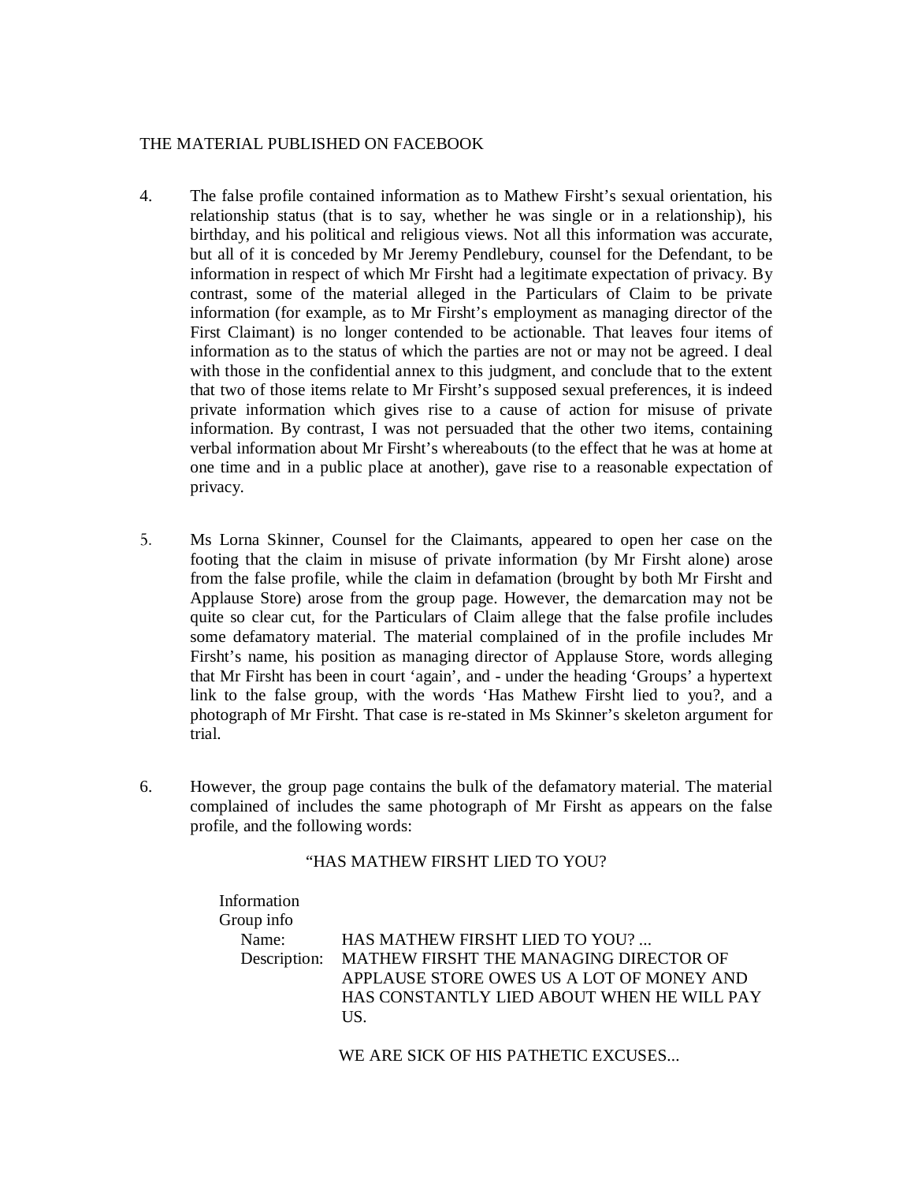THE MATERIAL PUBLISHED ON FACEBOOK

4. The false profile contained information as to Mathew Firsht's sexual orientation, his relationship status (that is to say, whether he was single or in a relationship), his birthday, and his political and religious views. Not all this information was accurate, but all of it is conceded by Mr Jeremy Pendlebury, counsel for the Defendant, to be information in respect of which Mr Firsht had a legitimate expectation of privacy. By contrast, some of the material alleged in the Particulars of Claim to be private information (for example, as to Mr Firsht's employment as managing director of the First Claimant) is no longer contended to be actionable. That leaves four items of information as to the status of which the parties are not or may not be agreed. I deal with those in the confidential annex to this judgment, and conclude that to the extent that two of those items relate to Mr Firsht's supposed sexual preferences, it is indeed private information which gives rise to a cause of action for misuse of private information. By contrast, I was not persuaded that the other two items, containing verbal information about Mr Firsht's whereabouts (to the effect that he was at home at one time and in a public place at another), gave rise to a reasonable expectation of privacy.

5. Ms Lorna Skinner, Counsel for the Claimants, appeared to open her case on the footing that the claim in misuse of private information (by Mr Firsht alone) arose from the false profile, while the claim in defamation (brought by both Mr Firsht and Applause Store) arose from the group page. However, the demarcation may not be quite so clear cut, for the Particulars of Claim allege that the false profile includes some defamatory material. The material complained of in the profile includes Mr Firsht's name, his position as managing director of Applause Store, words alleging that Mr Firsht has been in court 'again', and - under the heading 'Groups' a hypertext link to the false group, with the words 'Has Mathew Firsht lied to you?, and a photograph of Mr Firsht. That case is re-stated in Ms Skinner's skeleton argument for trial.

6. However, the group page contains the bulk of the defamatory material. The material complained of includes the same photograph of Mr Firsht as appears on the false profile, and the following words:

> "HAS MATHEW FIRSHT LIED TO YOU?
>
> Information
> Group info
> Name: HAS MATHEW FIRSHT LIED TO YOU? ...
> Description: MATHEW FIRSHT THE MANAGING DIRECTOR OF APPLAUSE STORE OWES US A LOT OF MONEY AND HAS CONSTANTLY LIED ABOUT WHEN HE WILL PAY US.
>
> WE ARE SICK OF HIS PATHETIC EXCUSES...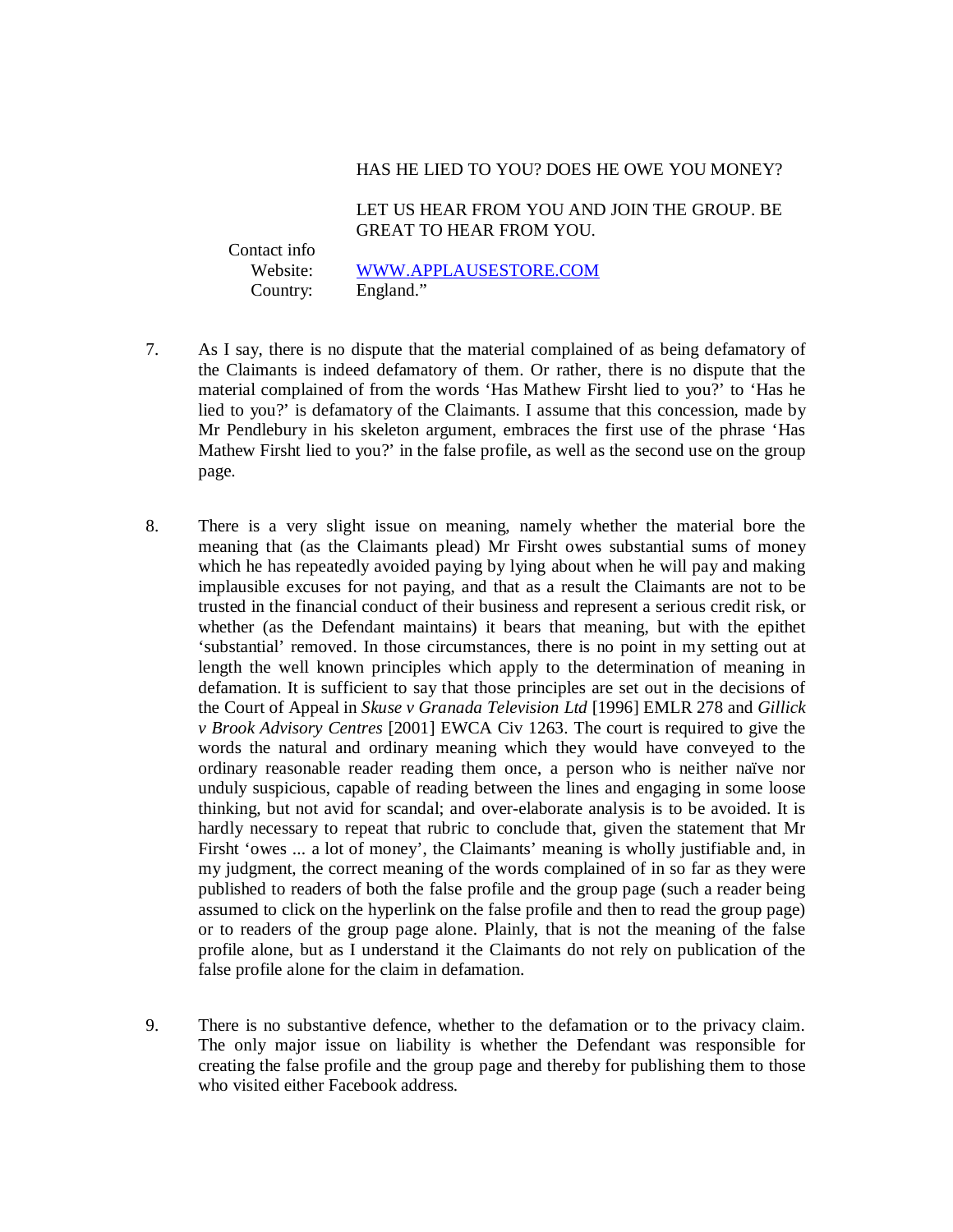HAS HE LIED TO YOU? DOES HE OWE YOU MONEY?

LET US HEAR FROM YOU AND JOIN THE GROUP. BE GREAT TO HEAR FROM YOU.

Contact info
Website: WWW.APPLAUSESTORE.COM
Country: England."

7. As I say, there is no dispute that the material complained of as being defamatory of the Claimants is indeed defamatory of them. Or rather, there is no dispute that the material complained of from the words 'Has Mathew Firsht lied to you?' to 'Has he lied to you?' is defamatory of the Claimants. I assume that this concession, made by Mr Pendlebury in his skeleton argument, embraces the first use of the phrase 'Has Mathew Firsht lied to you?' in the false profile, as well as the second use on the group page.

8. There is a very slight issue on meaning, namely whether the material bore the meaning that (as the Claimants plead) Mr Firsht owes substantial sums of money which he has repeatedly avoided paying by lying about when he will pay and making implausible excuses for not paying, and that as a result the Claimants are not to be trusted in the financial conduct of their business and represent a serious credit risk, or whether (as the Defendant maintains) it bears that meaning, but with the epithet 'substantial' removed. In those circumstances, there is no point in my setting out at length the well known principles which apply to the determination of meaning in defamation. It is sufficient to say that those principles are set out in the decisions of the Court of Appeal in *Skuse v Granada Television Ltd* [1996] EMLR 278 and *Gillick v Brook Advisory Centres* [2001] EWCA Civ 1263. The court is required to give the words the natural and ordinary meaning which they would have conveyed to the ordinary reasonable reader reading them once, a person who is neither naïve nor unduly suspicious, capable of reading between the lines and engaging in some loose thinking, but not avid for scandal; and over-elaborate analysis is to be avoided. It is hardly necessary to repeat that rubric to conclude that, given the statement that Mr Firsht 'owes ... a lot of money', the Claimants' meaning is wholly justifiable and, in my judgment, the correct meaning of the words complained of in so far as they were published to readers of both the false profile and the group page (such a reader being assumed to click on the hyperlink on the false profile and then to read the group page) or to readers of the group page alone. Plainly, that is not the meaning of the false profile alone, but as I understand it the Claimants do not rely on publication of the false profile alone for the claim in defamation.

9. There is no substantive defence, whether to the defamation or to the privacy claim. The only major issue on liability is whether the Defendant was responsible for creating the false profile and the group page and thereby for publishing them to those who visited either Facebook address.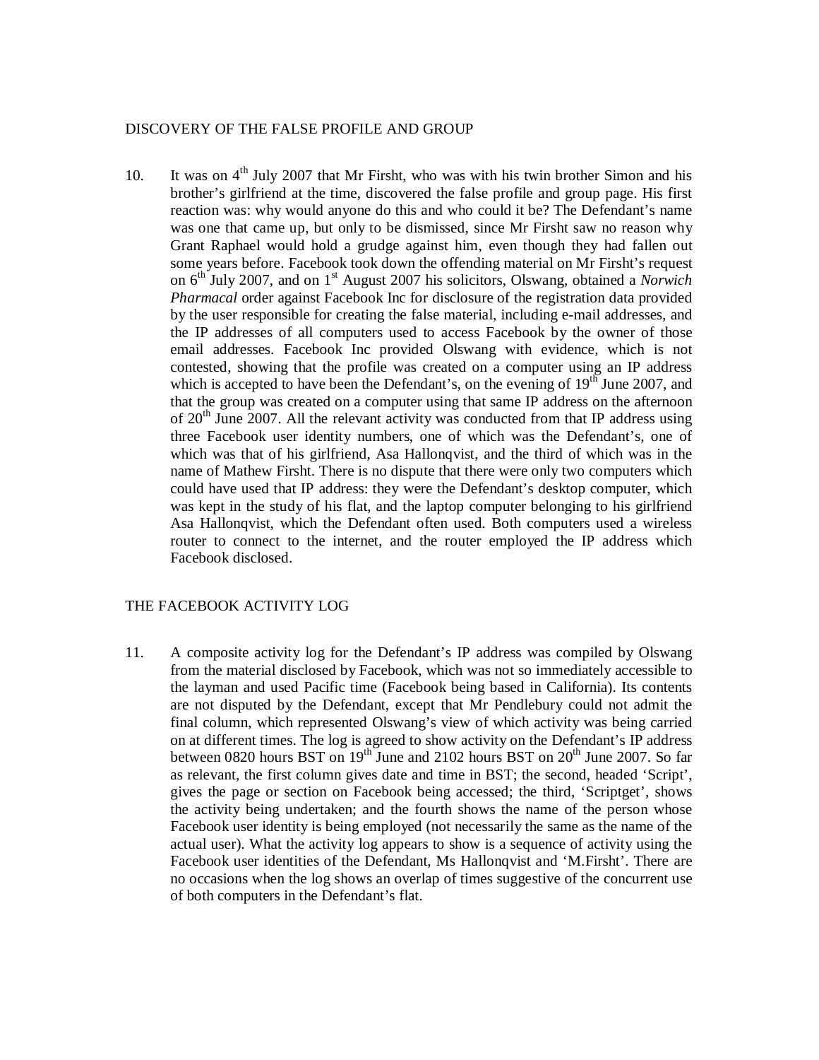## DISCOVERY OF THE FALSE PROFILE AND GROUP

10. It was on 4th July 2007 that Mr Firsht, who was with his twin brother Simon and his brother's girlfriend at the time, discovered the false profile and group page. His first reaction was: why would anyone do this and who could it be? The Defendant's name was one that came up, but only to be dismissed, since Mr Firsht saw no reason why Grant Raphael would hold a grudge against him, even though they had fallen out some years before. Facebook took down the offending material on Mr Firsht's request on 6th July 2007, and on 1st August 2007 his solicitors, Olswang, obtained a *Norwich Pharmacal* order against Facebook Inc for disclosure of the registration data provided by the user responsible for creating the false material, including e-mail addresses, and the IP addresses of all computers used to access Facebook by the owner of those email addresses. Facebook Inc provided Olswang with evidence, which is not contested, showing that the profile was created on a computer using an IP address which is accepted to have been the Defendant's, on the evening of 19th June 2007, and that the group was created on a computer using that same IP address on the afternoon of 20th June 2007. All the relevant activity was conducted from that IP address using three Facebook user identity numbers, one of which was the Defendant's, one of which was that of his girlfriend, Asa Hallonqvist, and the third of which was in the name of Mathew Firsht. There is no dispute that there were only two computers which could have used that IP address: they were the Defendant's desktop computer, which was kept in the study of his flat, and the laptop computer belonging to his girlfriend Asa Hallonqvist, which the Defendant often used. Both computers used a wireless router to connect to the internet, and the router employed the IP address which Facebook disclosed.

## THE FACEBOOK ACTIVITY LOG

11. A composite activity log for the Defendant's IP address was compiled by Olswang from the material disclosed by Facebook, which was not so immediately accessible to the layman and used Pacific time (Facebook being based in California). Its contents are not disputed by the Defendant, except that Mr Pendlebury could not admit the final column, which represented Olswang's view of which activity was being carried on at different times. The log is agreed to show activity on the Defendant's IP address between 0820 hours BST on 19th June and 2102 hours BST on 20th June 2007. So far as relevant, the first column gives date and time in BST; the second, headed 'Script', gives the page or section on Facebook being accessed; the third, 'Scriptget', shows the activity being undertaken; and the fourth shows the name of the person whose Facebook user identity is being employed (not necessarily the same as the name of the actual user). What the activity log appears to show is a sequence of activity using the Facebook user identities of the Defendant, Ms Hallonqvist and 'M.Firsht'. There are no occasions when the log shows an overlap of times suggestive of the concurrent use of both computers in the Defendant's flat.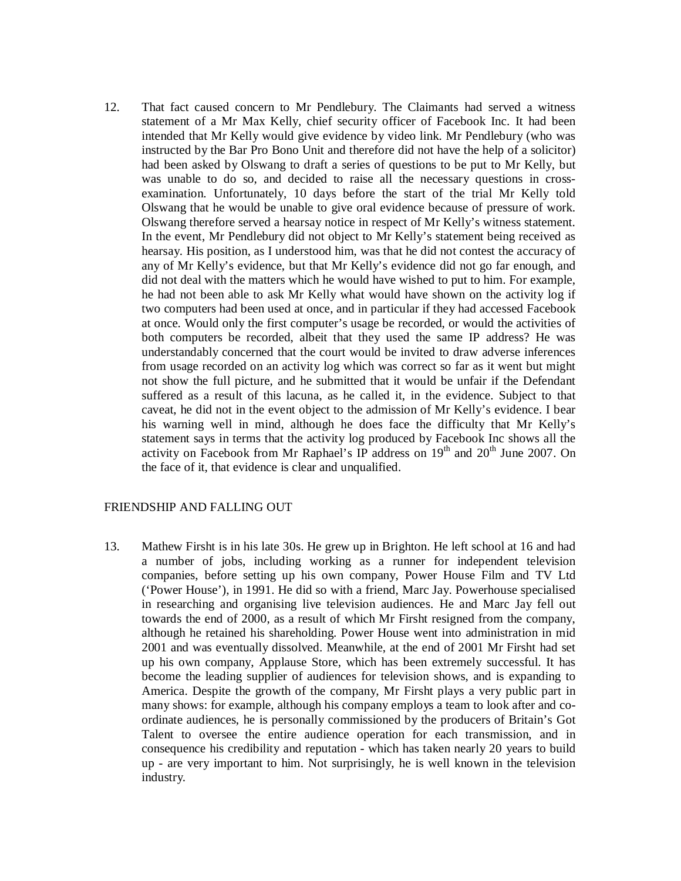12. That fact caused concern to Mr Pendlebury. The Claimants had served a witness statement of a Mr Max Kelly, chief security officer of Facebook Inc. It had been intended that Mr Kelly would give evidence by video link. Mr Pendlebury (who was instructed by the Bar Pro Bono Unit and therefore did not have the help of a solicitor) had been asked by Olswang to draft a series of questions to be put to Mr Kelly, but was unable to do so, and decided to raise all the necessary questions in cross-examination. Unfortunately, 10 days before the start of the trial Mr Kelly told Olswang that he would be unable to give oral evidence because of pressure of work. Olswang therefore served a hearsay notice in respect of Mr Kelly's witness statement. In the event, Mr Pendlebury did not object to Mr Kelly's statement being received as hearsay. His position, as I understood him, was that he did not contest the accuracy of any of Mr Kelly's evidence, but that Mr Kelly's evidence did not go far enough, and did not deal with the matters which he would have wished to put to him. For example, he had not been able to ask Mr Kelly what would have shown on the activity log if two computers had been used at once, and in particular if they had accessed Facebook at once. Would only the first computer's usage be recorded, or would the activities of both computers be recorded, albeit that they used the same IP address? He was understandably concerned that the court would be invited to draw adverse inferences from usage recorded on an activity log which was correct so far as it went but might not show the full picture, and he submitted that it would be unfair if the Defendant suffered as a result of this lacuna, as he called it, in the evidence. Subject to that caveat, he did not in the event object to the admission of Mr Kelly's evidence. I bear his warning well in mind, although he does face the difficulty that Mr Kelly's statement says in terms that the activity log produced by Facebook Inc shows all the activity on Facebook from Mr Raphael's IP address on 19th and 20th June 2007. On the face of it, that evidence is clear and unqualified.

## FRIENDSHIP AND FALLING OUT

13. Mathew Firsht is in his late 30s. He grew up in Brighton. He left school at 16 and had a number of jobs, including working as a runner for independent television companies, before setting up his own company, Power House Film and TV Ltd ('Power House'), in 1991. He did so with a friend, Marc Jay. Powerhouse specialised in researching and organising live television audiences. He and Marc Jay fell out towards the end of 2000, as a result of which Mr Firsht resigned from the company, although he retained his shareholding. Power House went into administration in mid 2001 and was eventually dissolved. Meanwhile, at the end of 2001 Mr Firsht had set up his own company, Applause Store, which has been extremely successful. It has become the leading supplier of audiences for television shows, and is expanding to America. Despite the growth of the company, Mr Firsht plays a very public part in many shows: for example, although his company employs a team to look after and co-ordinate audiences, he is personally commissioned by the producers of Britain's Got Talent to oversee the entire audience operation for each transmission, and in consequence his credibility and reputation - which has taken nearly 20 years to build up - are very important to him. Not surprisingly, he is well known in the television industry.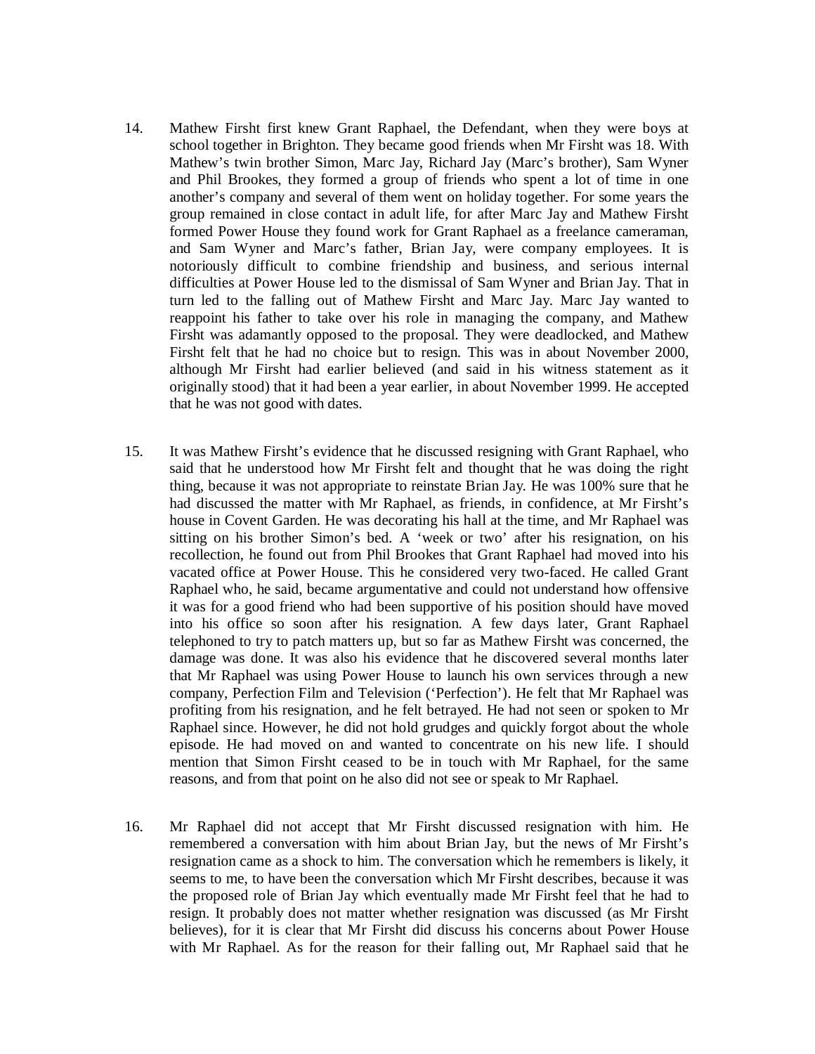14. Mathew Firsht first knew Grant Raphael, the Defendant, when they were boys at school together in Brighton. They became good friends when Mr Firsht was 18. With Mathew's twin brother Simon, Marc Jay, Richard Jay (Marc's brother), Sam Wyner and Phil Brookes, they formed a group of friends who spent a lot of time in one another's company and several of them went on holiday together. For some years the group remained in close contact in adult life, for after Marc Jay and Mathew Firsht formed Power House they found work for Grant Raphael as a freelance cameraman, and Sam Wyner and Marc's father, Brian Jay, were company employees. It is notoriously difficult to combine friendship and business, and serious internal difficulties at Power House led to the dismissal of Sam Wyner and Brian Jay. That in turn led to the falling out of Mathew Firsht and Marc Jay. Marc Jay wanted to reappoint his father to take over his role in managing the company, and Mathew Firsht was adamantly opposed to the proposal. They were deadlocked, and Mathew Firsht felt that he had no choice but to resign. This was in about November 2000, although Mr Firsht had earlier believed (and said in his witness statement as it originally stood) that it had been a year earlier, in about November 1999. He accepted that he was not good with dates.

15. It was Mathew Firsht's evidence that he discussed resigning with Grant Raphael, who said that he understood how Mr Firsht felt and thought that he was doing the right thing, because it was not appropriate to reinstate Brian Jay. He was 100% sure that he had discussed the matter with Mr Raphael, as friends, in confidence, at Mr Firsht's house in Covent Garden. He was decorating his hall at the time, and Mr Raphael was sitting on his brother Simon's bed. A 'week or two' after his resignation, on his recollection, he found out from Phil Brookes that Grant Raphael had moved into his vacated office at Power House. This he considered very two-faced. He called Grant Raphael who, he said, became argumentative and could not understand how offensive it was for a good friend who had been supportive of his position should have moved into his office so soon after his resignation. A few days later, Grant Raphael telephoned to try to patch matters up, but so far as Mathew Firsht was concerned, the damage was done. It was also his evidence that he discovered several months later that Mr Raphael was using Power House to launch his own services through a new company, Perfection Film and Television ('Perfection'). He felt that Mr Raphael was profiting from his resignation, and he felt betrayed. He had not seen or spoken to Mr Raphael since. However, he did not hold grudges and quickly forgot about the whole episode. He had moved on and wanted to concentrate on his new life. I should mention that Simon Firsht ceased to be in touch with Mr Raphael, for the same reasons, and from that point on he also did not see or speak to Mr Raphael.

16. Mr Raphael did not accept that Mr Firsht discussed resignation with him. He remembered a conversation with him about Brian Jay, but the news of Mr Firsht's resignation came as a shock to him. The conversation which he remembers is likely, it seems to me, to have been the conversation which Mr Firsht describes, because it was the proposed role of Brian Jay which eventually made Mr Firsht feel that he had to resign. It probably does not matter whether resignation was discussed (as Mr Firsht believes), for it is clear that Mr Firsht did discuss his concerns about Power House with Mr Raphael. As for the reason for their falling out, Mr Raphael said that he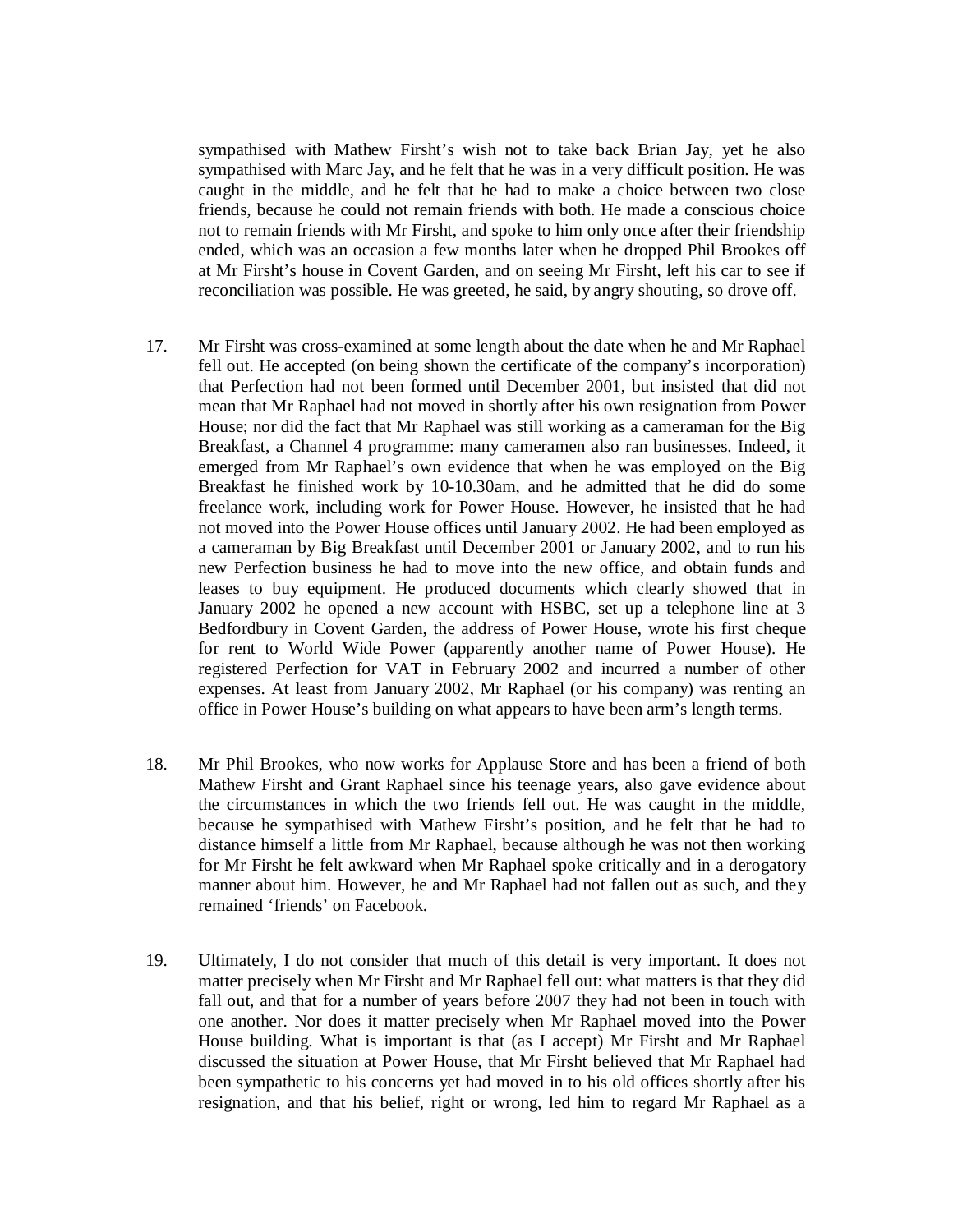sympathised with Mathew Firsht's wish not to take back Brian Jay, yet he also sympathised with Marc Jay, and he felt that he was in a very difficult position. He was caught in the middle, and he felt that he had to make a choice between two close friends, because he could not remain friends with both. He made a conscious choice not to remain friends with Mr Firsht, and spoke to him only once after their friendship ended, which was an occasion a few months later when he dropped Phil Brookes off at Mr Firsht's house in Covent Garden, and on seeing Mr Firsht, left his car to see if reconciliation was possible. He was greeted, he said, by angry shouting, so drove off.

17. Mr Firsht was cross-examined at some length about the date when he and Mr Raphael fell out. He accepted (on being shown the certificate of the company's incorporation) that Perfection had not been formed until December 2001, but insisted that did not mean that Mr Raphael had not moved in shortly after his own resignation from Power House; nor did the fact that Mr Raphael was still working as a cameraman for the Big Breakfast, a Channel 4 programme: many cameramen also ran businesses. Indeed, it emerged from Mr Raphael's own evidence that when he was employed on the Big Breakfast he finished work by 10-10.30am, and he admitted that he did do some freelance work, including work for Power House. However, he insisted that he had not moved into the Power House offices until January 2002. He had been employed as a cameraman by Big Breakfast until December 2001 or January 2002, and to run his new Perfection business he had to move into the new office, and obtain funds and leases to buy equipment. He produced documents which clearly showed that in January 2002 he opened a new account with HSBC, set up a telephone line at 3 Bedfordbury in Covent Garden, the address of Power House, wrote his first cheque for rent to World Wide Power (apparently another name of Power House). He registered Perfection for VAT in February 2002 and incurred a number of other expenses. At least from January 2002, Mr Raphael (or his company) was renting an office in Power House's building on what appears to have been arm's length terms.

18. Mr Phil Brookes, who now works for Applause Store and has been a friend of both Mathew Firsht and Grant Raphael since his teenage years, also gave evidence about the circumstances in which the two friends fell out. He was caught in the middle, because he sympathised with Mathew Firsht's position, and he felt that he had to distance himself a little from Mr Raphael, because although he was not then working for Mr Firsht he felt awkward when Mr Raphael spoke critically and in a derogatory manner about him. However, he and Mr Raphael had not fallen out as such, and they remained 'friends' on Facebook.

19. Ultimately, I do not consider that much of this detail is very important. It does not matter precisely when Mr Firsht and Mr Raphael fell out: what matters is that they did fall out, and that for a number of years before 2007 they had not been in touch with one another. Nor does it matter precisely when Mr Raphael moved into the Power House building. What is important is that (as I accept) Mr Firsht and Mr Raphael discussed the situation at Power House, that Mr Firsht believed that Mr Raphael had been sympathetic to his concerns yet had moved in to his old offices shortly after his resignation, and that his belief, right or wrong, led him to regard Mr Raphael as a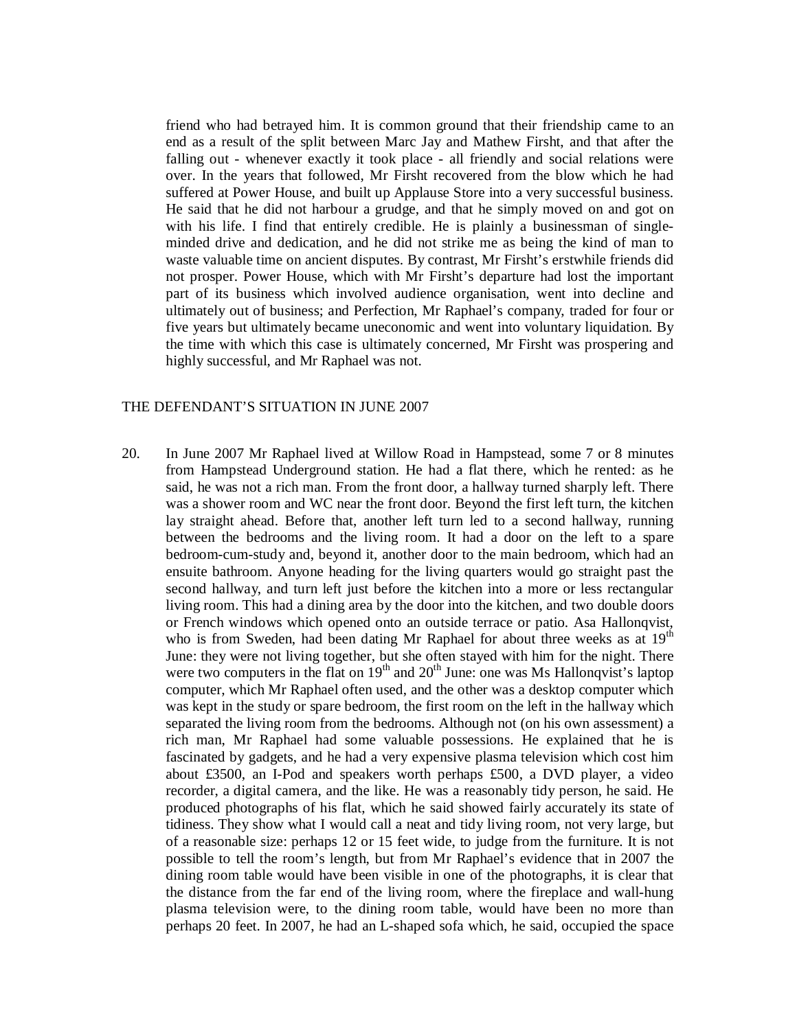friend who had betrayed him. It is common ground that their friendship came to an end as a result of the split between Marc Jay and Mathew Firsht, and that after the falling out - whenever exactly it took place - all friendly and social relations were over. In the years that followed, Mr Firsht recovered from the blow which he had suffered at Power House, and built up Applause Store into a very successful business. He said that he did not harbour a grudge, and that he simply moved on and got on with his life. I find that entirely credible. He is plainly a businessman of single-minded drive and dedication, and he did not strike me as being the kind of man to waste valuable time on ancient disputes. By contrast, Mr Firsht's erstwhile friends did not prosper. Power House, which with Mr Firsht's departure had lost the important part of its business which involved audience organisation, went into decline and ultimately out of business; and Perfection, Mr Raphael's company, traded for four or five years but ultimately became uneconomic and went into voluntary liquidation. By the time with which this case is ultimately concerned, Mr Firsht was prospering and highly successful, and Mr Raphael was not.

## THE DEFENDANT'S SITUATION IN JUNE 2007

20. In June 2007 Mr Raphael lived at Willow Road in Hampstead, some 7 or 8 minutes from Hampstead Underground station. He had a flat there, which he rented: as he said, he was not a rich man. From the front door, a hallway turned sharply left. There was a shower room and WC near the front door. Beyond the first left turn, the kitchen lay straight ahead. Before that, another left turn led to a second hallway, running between the bedrooms and the living room. It had a door on the left to a spare bedroom-cum-study and, beyond it, another door to the main bedroom, which had an ensuite bathroom. Anyone heading for the living quarters would go straight past the second hallway, and turn left just before the kitchen into a more or less rectangular living room. This had a dining area by the door into the kitchen, and two double doors or French windows which opened onto an outside terrace or patio. Asa Hallonqvist, who is from Sweden, had been dating Mr Raphael for about three weeks as at 19th June: they were not living together, but she often stayed with him for the night. There were two computers in the flat on 19th and 20th June: one was Ms Hallonqvist's laptop computer, which Mr Raphael often used, and the other was a desktop computer which was kept in the study or spare bedroom, the first room on the left in the hallway which separated the living room from the bedrooms. Although not (on his own assessment) a rich man, Mr Raphael had some valuable possessions. He explained that he is fascinated by gadgets, and he had a very expensive plasma television which cost him about £3500, an I-Pod and speakers worth perhaps £500, a DVD player, a video recorder, a digital camera, and the like. He was a reasonably tidy person, he said. He produced photographs of his flat, which he said showed fairly accurately its state of tidiness. They show what I would call a neat and tidy living room, not very large, but of a reasonable size: perhaps 12 or 15 feet wide, to judge from the furniture. It is not possible to tell the room's length, but from Mr Raphael's evidence that in 2007 the dining room table would have been visible in one of the photographs, it is clear that the distance from the far end of the living room, where the fireplace and wall-hung plasma television were, to the dining room table, would have been no more than perhaps 20 feet. In 2007, he had an L-shaped sofa which, he said, occupied the space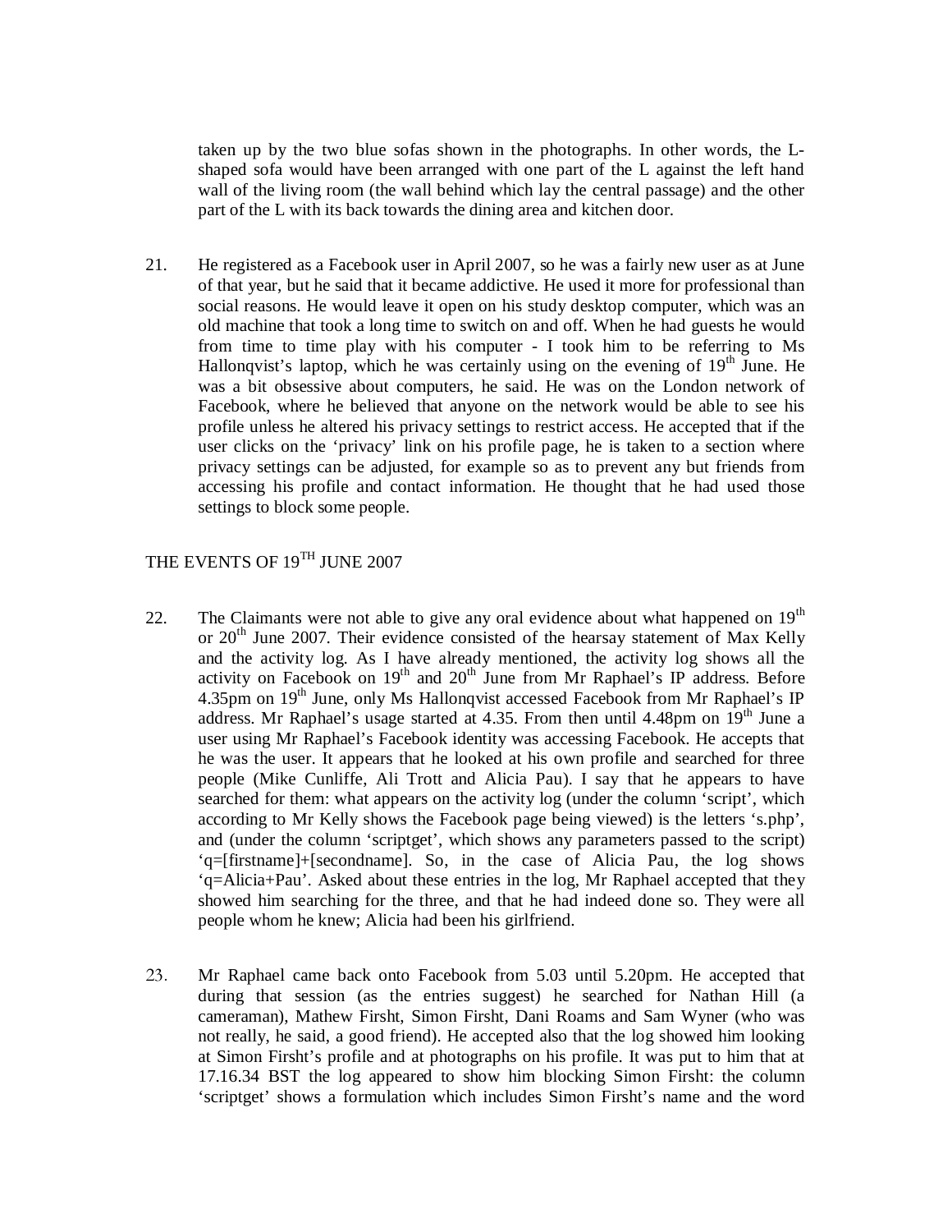taken up by the two blue sofas shown in the photographs. In other words, the L-shaped sofa would have been arranged with one part of the L against the left hand wall of the living room (the wall behind which lay the central passage) and the other part of the L with its back towards the dining area and kitchen door.

21. He registered as a Facebook user in April 2007, so he was a fairly new user as at June of that year, but he said that it became addictive. He used it more for professional than social reasons. He would leave it open on his study desktop computer, which was an old machine that took a long time to switch on and off. When he had guests he would from time to time play with his computer - I took him to be referring to Ms Hallonqvist's laptop, which he was certainly using on the evening of 19th June. He was a bit obsessive about computers, he said. He was on the London network of Facebook, where he believed that anyone on the network would be able to see his profile unless he altered his privacy settings to restrict access. He accepted that if the user clicks on the 'privacy' link on his profile page, he is taken to a section where privacy settings can be adjusted, for example so as to prevent any but friends from accessing his profile and contact information. He thought that he had used those settings to block some people.

## THE EVENTS OF 19TH JUNE 2007

22. The Claimants were not able to give any oral evidence about what happened on 19th or 20th June 2007. Their evidence consisted of the hearsay statement of Max Kelly and the activity log. As I have already mentioned, the activity log shows all the activity on Facebook on 19th and 20th June from Mr Raphael's IP address. Before 4.35pm on 19th June, only Ms Hallonqvist accessed Facebook from Mr Raphael's IP address. Mr Raphael's usage started at 4.35. From then until 4.48pm on 19th June a user using Mr Raphael's Facebook identity was accessing Facebook. He accepts that he was the user. It appears that he looked at his own profile and searched for three people (Mike Cunliffe, Ali Trott and Alicia Pau). I say that he appears to have searched for them: what appears on the activity log (under the column 'script', which according to Mr Kelly shows the Facebook page being viewed) is the letters 's.php', and (under the column 'scriptget', which shows any parameters passed to the script) 'q=[firstname]+[secondname]. So, in the case of Alicia Pau, the log shows 'q=Alicia+Pau'. Asked about these entries in the log, Mr Raphael accepted that they showed him searching for the three, and that he had indeed done so. They were all people whom he knew; Alicia had been his girlfriend.

23. Mr Raphael came back onto Facebook from 5.03 until 5.20pm. He accepted that during that session (as the entries suggest) he searched for Nathan Hill (a cameraman), Mathew Firsht, Simon Firsht, Dani Roams and Sam Wyner (who was not really, he said, a good friend). He accepted also that the log showed him looking at Simon Firsht's profile and at photographs on his profile. It was put to him that at 17.16.34 BST the log appeared to show him blocking Simon Firsht: the column 'scriptget' shows a formulation which includes Simon Firsht's name and the word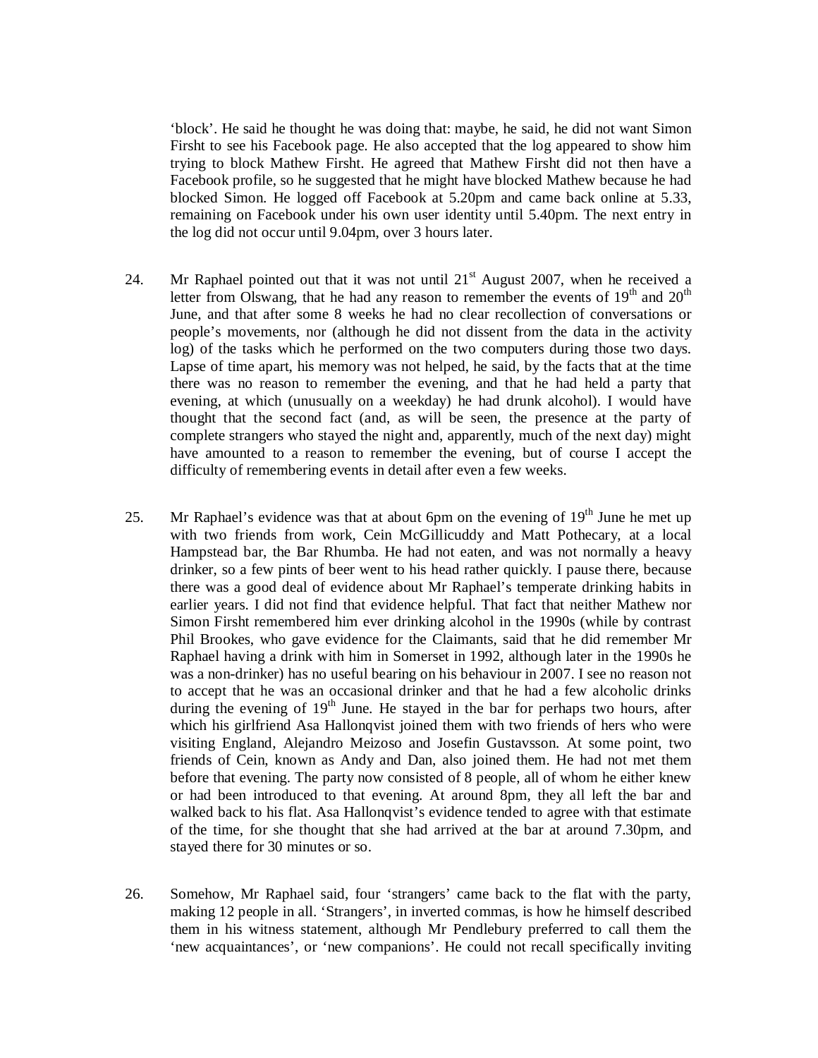'block'. He said he thought he was doing that: maybe, he said, he did not want Simon Firsht to see his Facebook page. He also accepted that the log appeared to show him trying to block Mathew Firsht. He agreed that Mathew Firsht did not then have a Facebook profile, so he suggested that he might have blocked Mathew because he had blocked Simon. He logged off Facebook at 5.20pm and came back online at 5.33, remaining on Facebook under his own user identity until 5.40pm. The next entry in the log did not occur until 9.04pm, over 3 hours later.

24. Mr Raphael pointed out that it was not until 21st August 2007, when he received a letter from Olswang, that he had any reason to remember the events of 19th and 20th June, and that after some 8 weeks he had no clear recollection of conversations or people's movements, nor (although he did not dissent from the data in the activity log) of the tasks which he performed on the two computers during those two days. Lapse of time apart, his memory was not helped, he said, by the facts that at the time there was no reason to remember the evening, and that he had held a party that evening, at which (unusually on a weekday) he had drunk alcohol). I would have thought that the second fact (and, as will be seen, the presence at the party of complete strangers who stayed the night and, apparently, much of the next day) might have amounted to a reason to remember the evening, but of course I accept the difficulty of remembering events in detail after even a few weeks.

25. Mr Raphael's evidence was that at about 6pm on the evening of 19th June he met up with two friends from work, Cein McGillicuddy and Matt Pothecary, at a local Hampstead bar, the Bar Rhumba. He had not eaten, and was not normally a heavy drinker, so a few pints of beer went to his head rather quickly. I pause there, because there was a good deal of evidence about Mr Raphael's temperate drinking habits in earlier years. I did not find that evidence helpful. That fact that neither Mathew nor Simon Firsht remembered him ever drinking alcohol in the 1990s (while by contrast Phil Brookes, who gave evidence for the Claimants, said that he did remember Mr Raphael having a drink with him in Somerset in 1992, although later in the 1990s he was a non-drinker) has no useful bearing on his behaviour in 2007. I see no reason not to accept that he was an occasional drinker and that he had a few alcoholic drinks during the evening of 19th June. He stayed in the bar for perhaps two hours, after which his girlfriend Asa Hallonqvist joined them with two friends of hers who were visiting England, Alejandro Meizoso and Josefin Gustavsson. At some point, two friends of Cein, known as Andy and Dan, also joined them. He had not met them before that evening. The party now consisted of 8 people, all of whom he either knew or had been introduced to that evening. At around 8pm, they all left the bar and walked back to his flat. Asa Hallonqvist's evidence tended to agree with that estimate of the time, for she thought that she had arrived at the bar at around 7.30pm, and stayed there for 30 minutes or so.

26. Somehow, Mr Raphael said, four 'strangers' came back to the flat with the party, making 12 people in all. 'Strangers', in inverted commas, is how he himself described them in his witness statement, although Mr Pendlebury preferred to call them the 'new acquaintances', or 'new companions'. He could not recall specifically inviting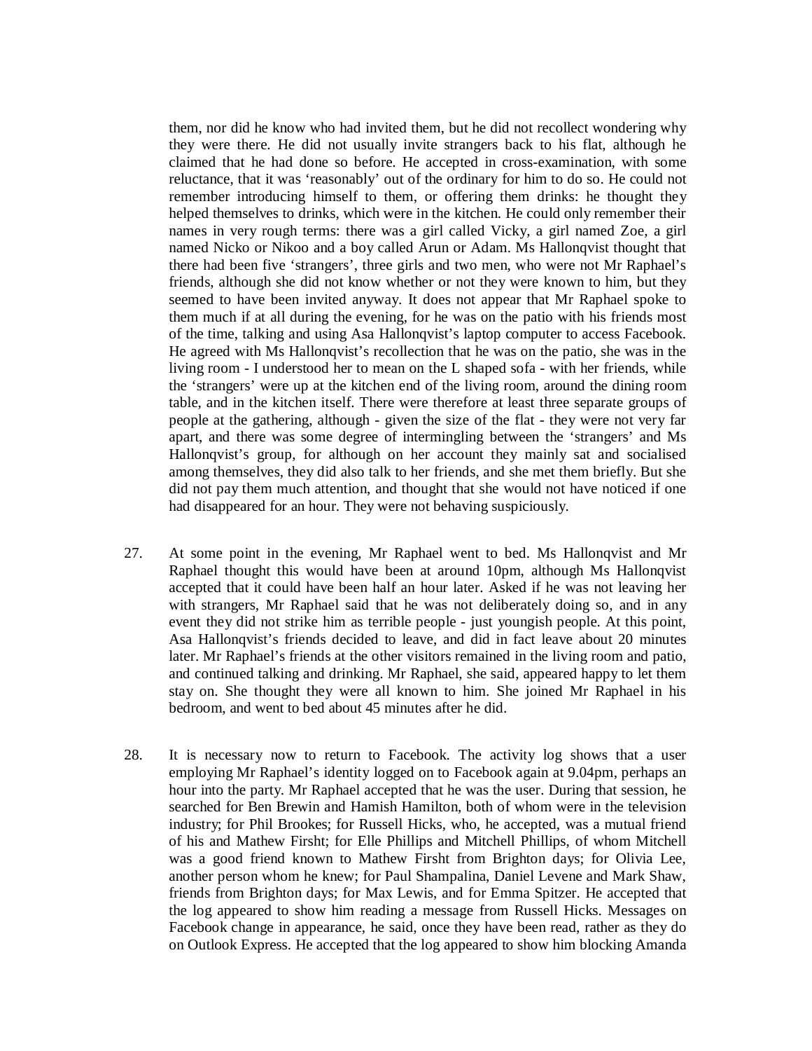them, nor did he know who had invited them, but he did not recollect wondering why they were there. He did not usually invite strangers back to his flat, although he claimed that he had done so before. He accepted in cross-examination, with some reluctance, that it was 'reasonably' out of the ordinary for him to do so. He could not remember introducing himself to them, or offering them drinks: he thought they helped themselves to drinks, which were in the kitchen. He could only remember their names in very rough terms: there was a girl called Vicky, a girl named Zoe, a girl named Nicko or Nikoo and a boy called Arun or Adam. Ms Hallonqvist thought that there had been five 'strangers', three girls and two men, who were not Mr Raphael's friends, although she did not know whether or not they were known to him, but they seemed to have been invited anyway. It does not appear that Mr Raphael spoke to them much if at all during the evening, for he was on the patio with his friends most of the time, talking and using Asa Hallonqvist's laptop computer to access Facebook. He agreed with Ms Hallonqvist's recollection that he was on the patio, she was in the living room - I understood her to mean on the L shaped sofa - with her friends, while the 'strangers' were up at the kitchen end of the living room, around the dining room table, and in the kitchen itself. There were therefore at least three separate groups of people at the gathering, although - given the size of the flat - they were not very far apart, and there was some degree of intermingling between the 'strangers' and Ms Hallonqvist's group, for although on her account they mainly sat and socialised among themselves, they did also talk to her friends, and she met them briefly. But she did not pay them much attention, and thought that she would not have noticed if one had disappeared for an hour. They were not behaving suspiciously.

27. At some point in the evening, Mr Raphael went to bed. Ms Hallonqvist and Mr Raphael thought this would have been at around 10pm, although Ms Hallonqvist accepted that it could have been half an hour later. Asked if he was not leaving her with strangers, Mr Raphael said that he was not deliberately doing so, and in any event they did not strike him as terrible people - just youngish people. At this point, Asa Hallonqvist's friends decided to leave, and did in fact leave about 20 minutes later. Mr Raphael's friends at the other visitors remained in the living room and patio, and continued talking and drinking. Mr Raphael, she said, appeared happy to let them stay on. She thought they were all known to him. She joined Mr Raphael in his bedroom, and went to bed about 45 minutes after he did.

28. It is necessary now to return to Facebook. The activity log shows that a user employing Mr Raphael's identity logged on to Facebook again at 9.04pm, perhaps an hour into the party. Mr Raphael accepted that he was the user. During that session, he searched for Ben Brewin and Hamish Hamilton, both of whom were in the television industry; for Phil Brookes; for Russell Hicks, who, he accepted, was a mutual friend of his and Mathew Firsht; for Elle Phillips and Mitchell Phillips, of whom Mitchell was a good friend known to Mathew Firsht from Brighton days; for Olivia Lee, another person whom he knew; for Paul Shampalina, Daniel Levene and Mark Shaw, friends from Brighton days; for Max Lewis, and for Emma Spitzer. He accepted that the log appeared to show him reading a message from Russell Hicks. Messages on Facebook change in appearance, he said, once they have been read, rather as they do on Outlook Express. He accepted that the log appeared to show him blocking Amanda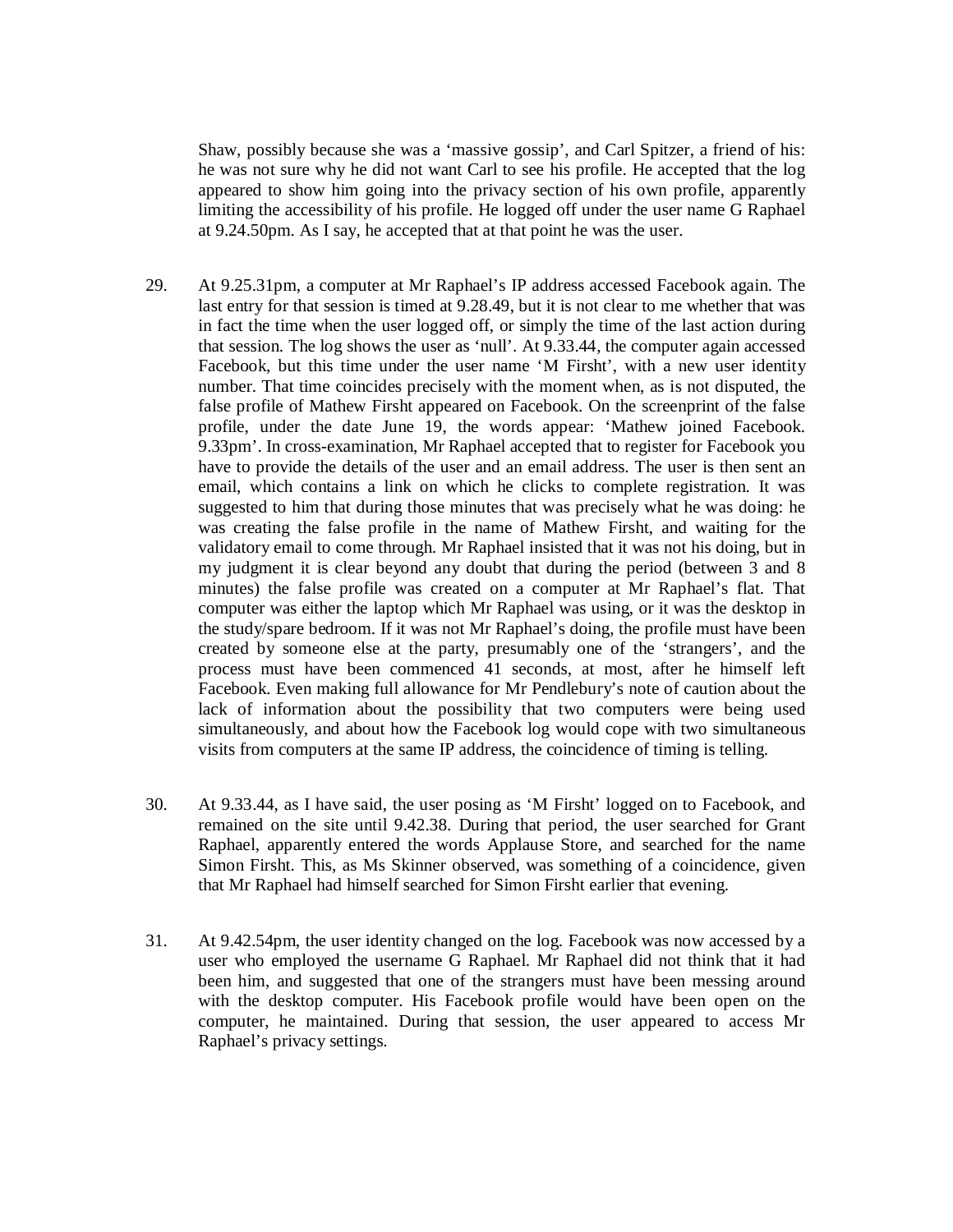Shaw, possibly because she was a 'massive gossip', and Carl Spitzer, a friend of his: he was not sure why he did not want Carl to see his profile. He accepted that the log appeared to show him going into the privacy section of his own profile, apparently limiting the accessibility of his profile. He logged off under the user name G Raphael at 9.24.50pm. As I say, he accepted that at that point he was the user.

29. At 9.25.31pm, a computer at Mr Raphael's IP address accessed Facebook again. The last entry for that session is timed at 9.28.49, but it is not clear to me whether that was in fact the time when the user logged off, or simply the time of the last action during that session. The log shows the user as 'null'. At 9.33.44, the computer again accessed Facebook, but this time under the user name 'M Firsht', with a new user identity number. That time coincides precisely with the moment when, as is not disputed, the false profile of Mathew Firsht appeared on Facebook. On the screenprint of the false profile, under the date June 19, the words appear: 'Mathew joined Facebook. 9.33pm'. In cross-examination, Mr Raphael accepted that to register for Facebook you have to provide the details of the user and an email address. The user is then sent an email, which contains a link on which he clicks to complete registration. It was suggested to him that during those minutes that was precisely what he was doing: he was creating the false profile in the name of Mathew Firsht, and waiting for the validatory email to come through. Mr Raphael insisted that it was not his doing, but in my judgment it is clear beyond any doubt that during the period (between 3 and 8 minutes) the false profile was created on a computer at Mr Raphael's flat. That computer was either the laptop which Mr Raphael was using, or it was the desktop in the study/spare bedroom. If it was not Mr Raphael's doing, the profile must have been created by someone else at the party, presumably one of the 'strangers', and the process must have been commenced 41 seconds, at most, after he himself left Facebook. Even making full allowance for Mr Pendlebury's note of caution about the lack of information about the possibility that two computers were being used simultaneously, and about how the Facebook log would cope with two simultaneous visits from computers at the same IP address, the coincidence of timing is telling.

30. At 9.33.44, as I have said, the user posing as 'M Firsht' logged on to Facebook, and remained on the site until 9.42.38. During that period, the user searched for Grant Raphael, apparently entered the words Applause Store, and searched for the name Simon Firsht. This, as Ms Skinner observed, was something of a coincidence, given that Mr Raphael had himself searched for Simon Firsht earlier that evening.

31. At 9.42.54pm, the user identity changed on the log. Facebook was now accessed by a user who employed the username G Raphael. Mr Raphael did not think that it had been him, and suggested that one of the strangers must have been messing around with the desktop computer. His Facebook profile would have been open on the computer, he maintained. During that session, the user appeared to access Mr Raphael's privacy settings.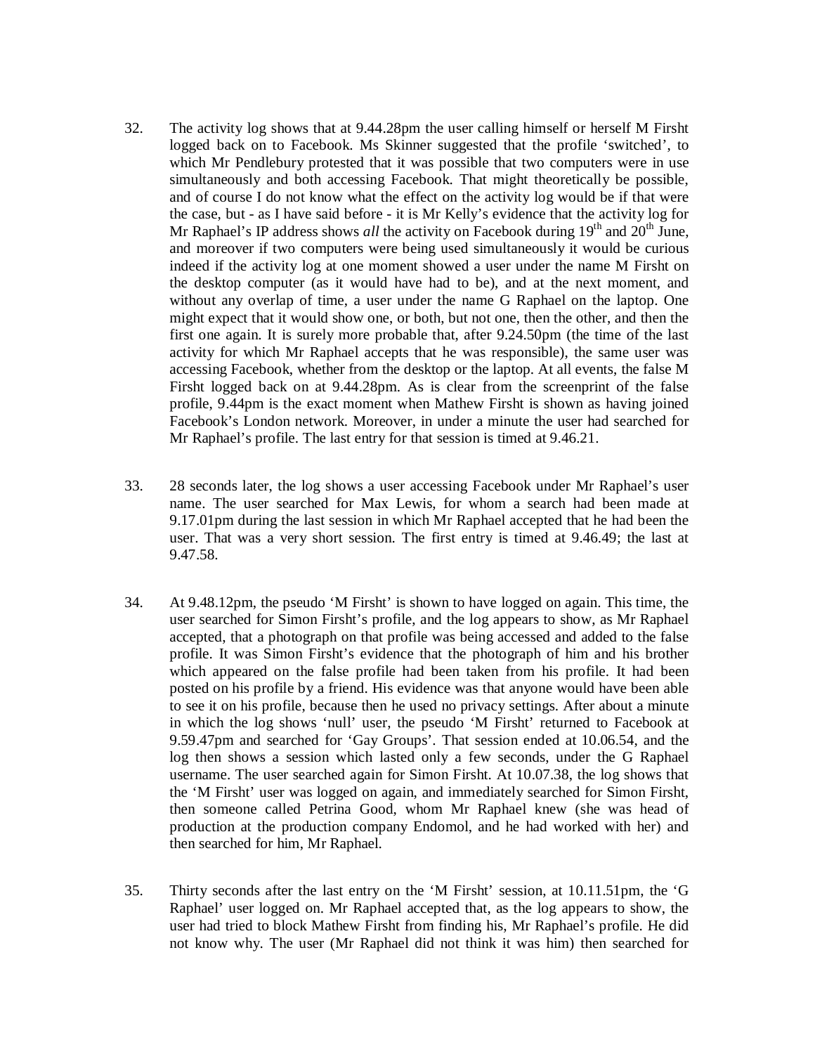32. The activity log shows that at 9.44.28pm the user calling himself or herself M Firsht logged back on to Facebook. Ms Skinner suggested that the profile 'switched', to which Mr Pendlebury protested that it was possible that two computers were in use simultaneously and both accessing Facebook. That might theoretically be possible, and of course I do not know what the effect on the activity log would be if that were the case, but - as I have said before - it is Mr Kelly's evidence that the activity log for Mr Raphael's IP address shows *all* the activity on Facebook during 19th and 20th June, and moreover if two computers were being used simultaneously it would be curious indeed if the activity log at one moment showed a user under the name M Firsht on the desktop computer (as it would have had to be), and at the next moment, and without any overlap of time, a user under the name G Raphael on the laptop. One might expect that it would show one, or both, but not one, then the other, and then the first one again. It is surely more probable that, after 9.24.50pm (the time of the last activity for which Mr Raphael accepts that he was responsible), the same user was accessing Facebook, whether from the desktop or the laptop. At all events, the false M Firsht logged back on at 9.44.28pm. As is clear from the screenprint of the false profile, 9.44pm is the exact moment when Mathew Firsht is shown as having joined Facebook's London network. Moreover, in under a minute the user had searched for Mr Raphael's profile. The last entry for that session is timed at 9.46.21.

33. 28 seconds later, the log shows a user accessing Facebook under Mr Raphael's user name. The user searched for Max Lewis, for whom a search had been made at 9.17.01pm during the last session in which Mr Raphael accepted that he had been the user. That was a very short session. The first entry is timed at 9.46.49; the last at 9.47.58.

34. At 9.48.12pm, the pseudo 'M Firsht' is shown to have logged on again. This time, the user searched for Simon Firsht's profile, and the log appears to show, as Mr Raphael accepted, that a photograph on that profile was being accessed and added to the false profile. It was Simon Firsht's evidence that the photograph of him and his brother which appeared on the false profile had been taken from his profile. It had been posted on his profile by a friend. His evidence was that anyone would have been able to see it on his profile, because then he used no privacy settings. After about a minute in which the log shows 'null' user, the pseudo 'M Firsht' returned to Facebook at 9.59.47pm and searched for 'Gay Groups'. That session ended at 10.06.54, and the log then shows a session which lasted only a few seconds, under the G Raphael username. The user searched again for Simon Firsht. At 10.07.38, the log shows that the 'M Firsht' user was logged on again, and immediately searched for Simon Firsht, then someone called Petrina Good, whom Mr Raphael knew (she was head of production at the production company Endomol, and he had worked with her) and then searched for him, Mr Raphael.

35. Thirty seconds after the last entry on the 'M Firsht' session, at 10.11.51pm, the 'G Raphael' user logged on. Mr Raphael accepted that, as the log appears to show, the user had tried to block Mathew Firsht from finding his, Mr Raphael's profile. He did not know why. The user (Mr Raphael did not think it was him) then searched for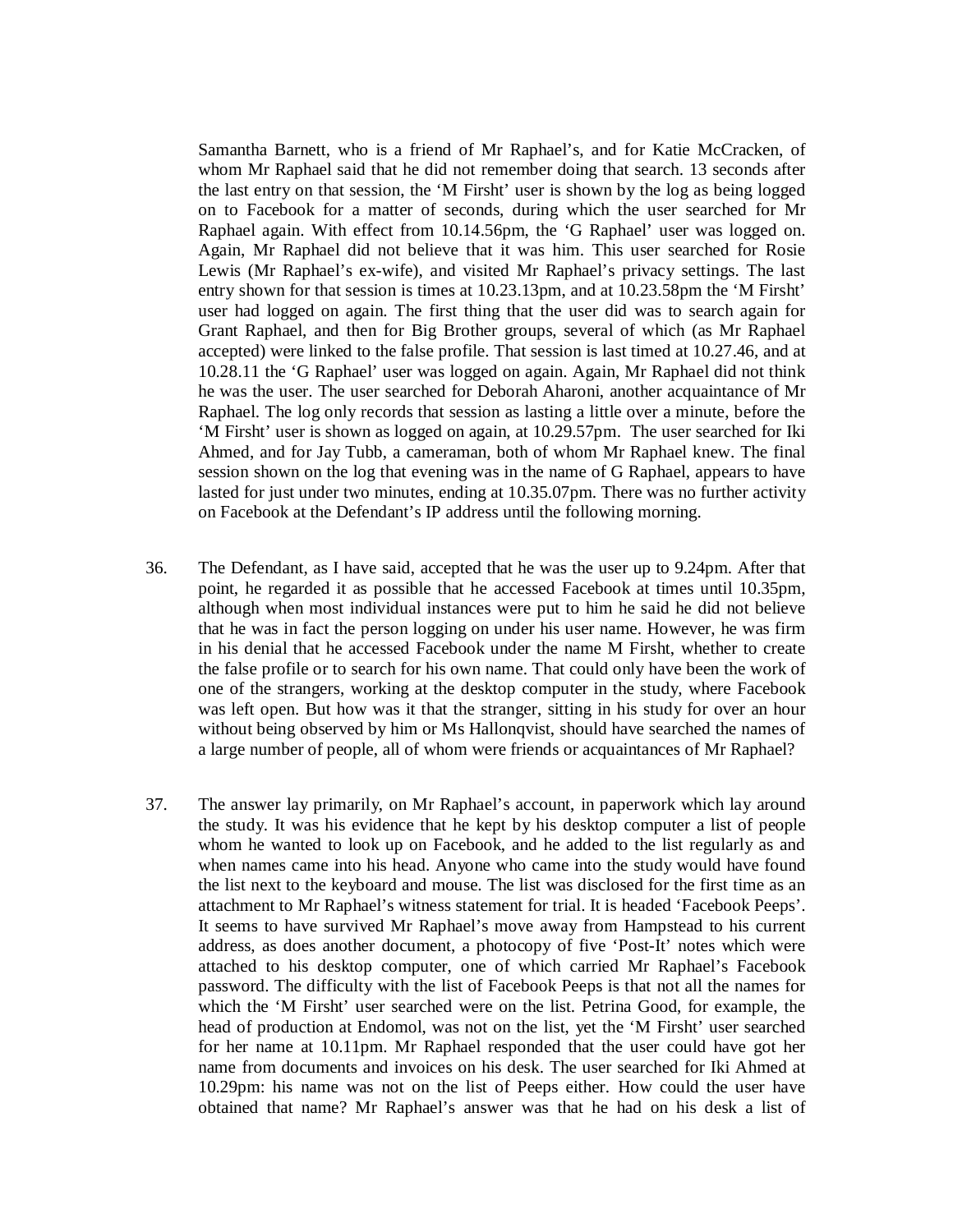Samantha Barnett, who is a friend of Mr Raphael's, and for Katie McCracken, of whom Mr Raphael said that he did not remember doing that search. 13 seconds after the last entry on that session, the 'M Firsht' user is shown by the log as being logged on to Facebook for a matter of seconds, during which the user searched for Mr Raphael again. With effect from 10.14.56pm, the 'G Raphael' user was logged on. Again, Mr Raphael did not believe that it was him. This user searched for Rosie Lewis (Mr Raphael's ex-wife), and visited Mr Raphael's privacy settings. The last entry shown for that session is times at 10.23.13pm, and at 10.23.58pm the 'M Firsht' user had logged on again. The first thing that the user did was to search again for Grant Raphael, and then for Big Brother groups, several of which (as Mr Raphael accepted) were linked to the false profile. That session is last timed at 10.27.46, and at 10.28.11 the 'G Raphael' user was logged on again. Again, Mr Raphael did not think he was the user. The user searched for Deborah Aharoni, another acquaintance of Mr Raphael. The log only records that session as lasting a little over a minute, before the 'M Firsht' user is shown as logged on again, at 10.29.57pm. The user searched for Iki Ahmed, and for Jay Tubb, a cameraman, both of whom Mr Raphael knew. The final session shown on the log that evening was in the name of G Raphael, appears to have lasted for just under two minutes, ending at 10.35.07pm. There was no further activity on Facebook at the Defendant's IP address until the following morning.

36. The Defendant, as I have said, accepted that he was the user up to 9.24pm. After that point, he regarded it as possible that he accessed Facebook at times until 10.35pm, although when most individual instances were put to him he said he did not believe that he was in fact the person logging on under his user name. However, he was firm in his denial that he accessed Facebook under the name M Firsht, whether to create the false profile or to search for his own name. That could only have been the work of one of the strangers, working at the desktop computer in the study, where Facebook was left open. But how was it that the stranger, sitting in his study for over an hour without being observed by him or Ms Hallonqvist, should have searched the names of a large number of people, all of whom were friends or acquaintances of Mr Raphael?

37. The answer lay primarily, on Mr Raphael's account, in paperwork which lay around the study. It was his evidence that he kept by his desktop computer a list of people whom he wanted to look up on Facebook, and he added to the list regularly as and when names came into his head. Anyone who came into the study would have found the list next to the keyboard and mouse. The list was disclosed for the first time as an attachment to Mr Raphael's witness statement for trial. It is headed 'Facebook Peeps'. It seems to have survived Mr Raphael's move away from Hampstead to his current address, as does another document, a photocopy of five 'Post-It' notes which were attached to his desktop computer, one of which carried Mr Raphael's Facebook password. The difficulty with the list of Facebook Peeps is that not all the names for which the 'M Firsht' user searched were on the list. Petrina Good, for example, the head of production at Endomol, was not on the list, yet the 'M Firsht' user searched for her name at 10.11pm. Mr Raphael responded that the user could have got her name from documents and invoices on his desk. The user searched for Iki Ahmed at 10.29pm: his name was not on the list of Peeps either. How could the user have obtained that name? Mr Raphael's answer was that he had on his desk a list of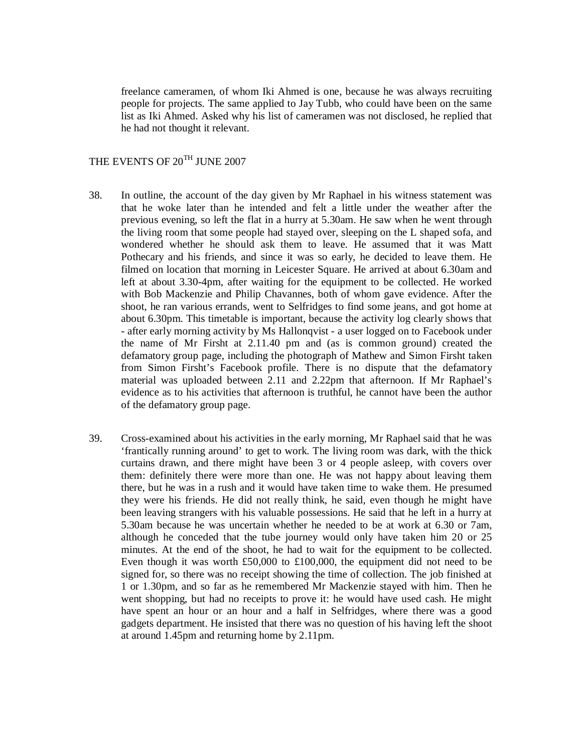freelance cameramen, of whom Iki Ahmed is one, because he was always recruiting people for projects. The same applied to Jay Tubb, who could have been on the same list as Iki Ahmed. Asked why his list of cameramen was not disclosed, he replied that he had not thought it relevant.

## THE EVENTS OF 20TH JUNE 2007

38. In outline, the account of the day given by Mr Raphael in his witness statement was that he woke later than he intended and felt a little under the weather after the previous evening, so left the flat in a hurry at 5.30am. He saw when he went through the living room that some people had stayed over, sleeping on the L shaped sofa, and wondered whether he should ask them to leave. He assumed that it was Matt Pothecary and his friends, and since it was so early, he decided to leave them. He filmed on location that morning in Leicester Square. He arrived at about 6.30am and left at about 3.30-4pm, after waiting for the equipment to be collected. He worked with Bob Mackenzie and Philip Chavannes, both of whom gave evidence. After the shoot, he ran various errands, went to Selfridges to find some jeans, and got home at about 6.30pm. This timetable is important, because the activity log clearly shows that - after early morning activity by Ms Hallonqvist - a user logged on to Facebook under the name of Mr Firsht at 2.11.40 pm and (as is common ground) created the defamatory group page, including the photograph of Mathew and Simon Firsht taken from Simon Firsht's Facebook profile. There is no dispute that the defamatory material was uploaded between 2.11 and 2.22pm that afternoon. If Mr Raphael's evidence as to his activities that afternoon is truthful, he cannot have been the author of the defamatory group page.

39. Cross-examined about his activities in the early morning, Mr Raphael said that he was 'frantically running around' to get to work. The living room was dark, with the thick curtains drawn, and there might have been 3 or 4 people asleep, with covers over them: definitely there were more than one. He was not happy about leaving them there, but he was in a rush and it would have taken time to wake them. He presumed they were his friends. He did not really think, he said, even though he might have been leaving strangers with his valuable possessions. He said that he left in a hurry at 5.30am because he was uncertain whether he needed to be at work at 6.30 or 7am, although he conceded that the tube journey would only have taken him 20 or 25 minutes. At the end of the shoot, he had to wait for the equipment to be collected. Even though it was worth £50,000 to £100,000, the equipment did not need to be signed for, so there was no receipt showing the time of collection. The job finished at 1 or 1.30pm, and so far as he remembered Mr Mackenzie stayed with him. Then he went shopping, but had no receipts to prove it: he would have used cash. He might have spent an hour or an hour and a half in Selfridges, where there was a good gadgets department. He insisted that there was no question of his having left the shoot at around 1.45pm and returning home by 2.11pm.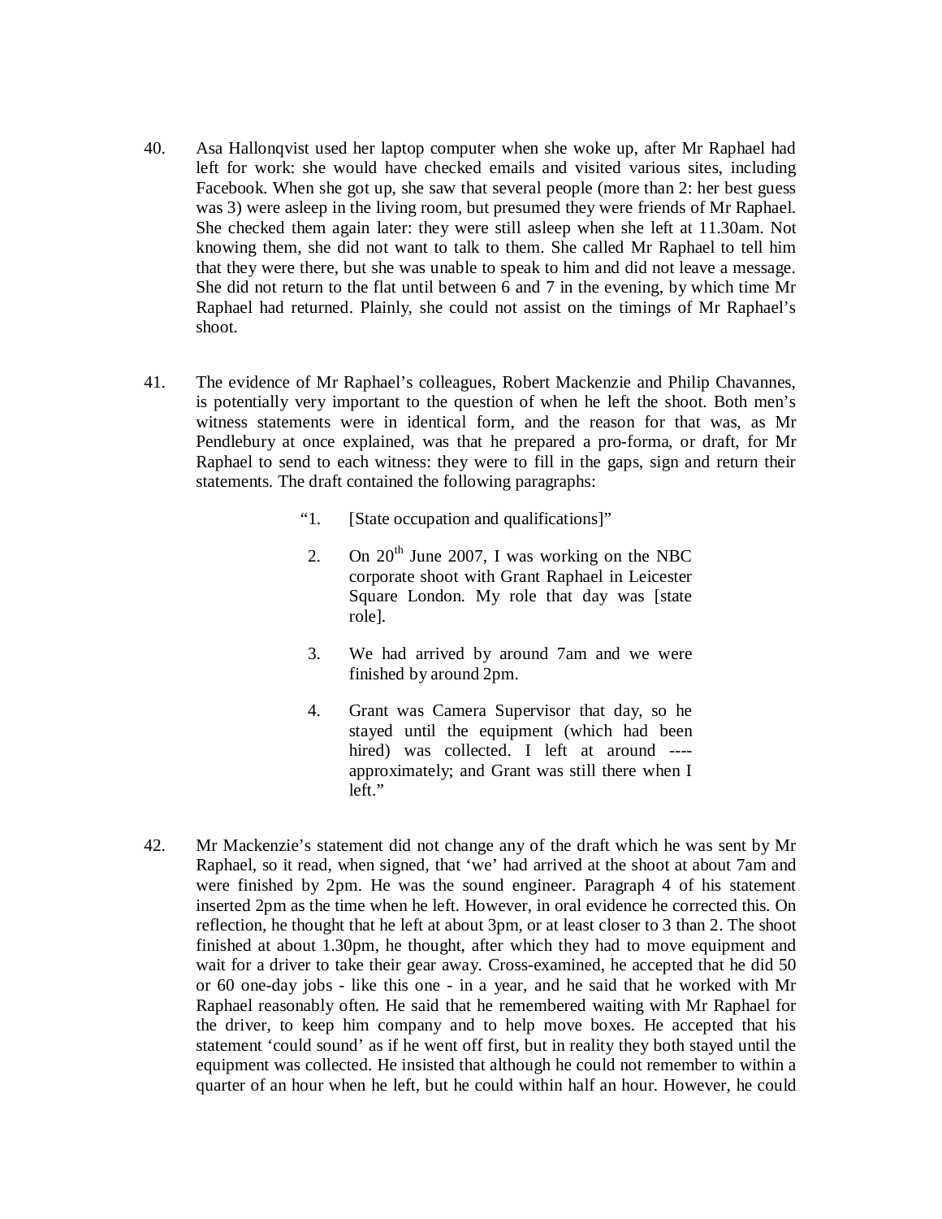40. Asa Hallonqvist used her laptop computer when she woke up, after Mr Raphael had left for work: she would have checked emails and visited various sites, including Facebook. When she got up, she saw that several people (more than 2: her best guess was 3) were asleep in the living room, but presumed they were friends of Mr Raphael. She checked them again later: they were still asleep when she left at 11.30am. Not knowing them, she did not want to talk to them. She called Mr Raphael to tell him that they were there, but she was unable to speak to him and did not leave a message. She did not return to the flat until between 6 and 7 in the evening, by which time Mr Raphael had returned. Plainly, she could not assist on the timings of Mr Raphael's shoot.

41. The evidence of Mr Raphael's colleagues, Robert Mackenzie and Philip Chavannes, is potentially very important to the question of when he left the shoot. Both men's witness statements were in identical form, and the reason for that was, as Mr Pendlebury at once explained, was that he prepared a pro-forma, or draft, for Mr Raphael to send to each witness: they were to fill in the gaps, sign and return their statements. The draft contained the following paragraphs:

> "1. [State occupation and qualifications]"
>
> 2. On 20th June 2007, I was working on the NBC corporate shoot with Grant Raphael in Leicester Square London. My role that day was [state role].
>
> 3. We had arrived by around 7am and we were finished by around 2pm.
>
> 4. Grant was Camera Supervisor that day, so he stayed until the equipment (which had been hired) was collected. I left at around ---- approximately; and Grant was still there when I left."

42. Mr Mackenzie's statement did not change any of the draft which he was sent by Mr Raphael, so it read, when signed, that 'we' had arrived at the shoot at about 7am and were finished by 2pm. He was the sound engineer. Paragraph 4 of his statement inserted 2pm as the time when he left. However, in oral evidence he corrected this. On reflection, he thought that he left at about 3pm, or at least closer to 3 than 2. The shoot finished at about 1.30pm, he thought, after which they had to move equipment and wait for a driver to take their gear away. Cross-examined, he accepted that he did 50 or 60 one-day jobs - like this one - in a year, and he said that he worked with Mr Raphael reasonably often. He said that he remembered waiting with Mr Raphael for the driver, to keep him company and to help move boxes. He accepted that his statement 'could sound' as if he went off first, but in reality they both stayed until the equipment was collected. He insisted that although he could not remember to within a quarter of an hour when he left, but he could within half an hour. However, he could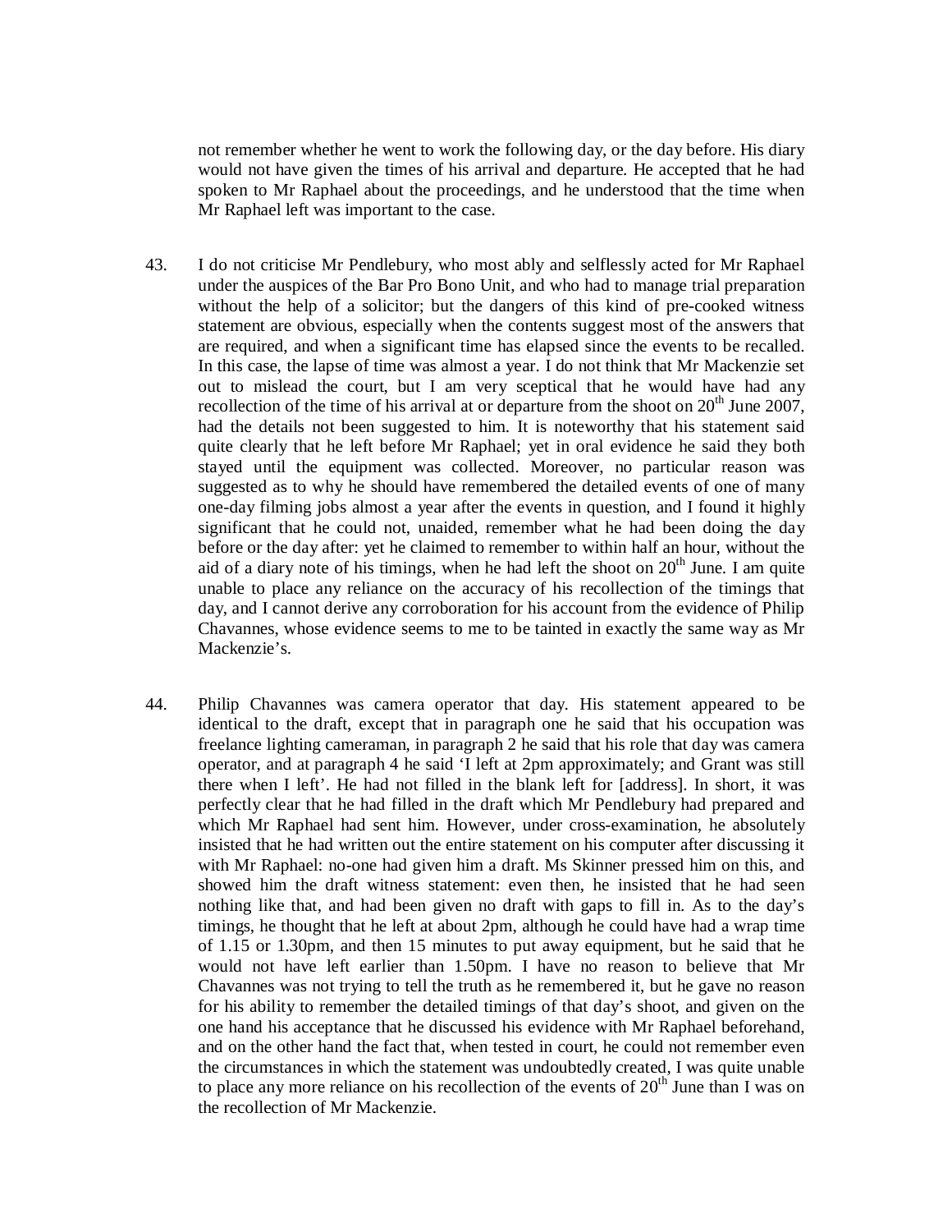not remember whether he went to work the following day, or the day before. His diary would not have given the times of his arrival and departure. He accepted that he had spoken to Mr Raphael about the proceedings, and he understood that the time when Mr Raphael left was important to the case.

43. I do not criticise Mr Pendlebury, who most ably and selflessly acted for Mr Raphael under the auspices of the Bar Pro Bono Unit, and who had to manage trial preparation without the help of a solicitor; but the dangers of this kind of pre-cooked witness statement are obvious, especially when the contents suggest most of the answers that are required, and when a significant time has elapsed since the events to be recalled. In this case, the lapse of time was almost a year. I do not think that Mr Mackenzie set out to mislead the court, but I am very sceptical that he would have had any recollection of the time of his arrival at or departure from the shoot on 20th June 2007, had the details not been suggested to him. It is noteworthy that his statement said quite clearly that he left before Mr Raphael; yet in oral evidence he said they both stayed until the equipment was collected. Moreover, no particular reason was suggested as to why he should have remembered the detailed events of one of many one-day filming jobs almost a year after the events in question, and I found it highly significant that he could not, unaided, remember what he had been doing the day before or the day after: yet he claimed to remember to within half an hour, without the aid of a diary note of his timings, when he had left the shoot on 20th June. I am quite unable to place any reliance on the accuracy of his recollection of the timings that day, and I cannot derive any corroboration for his account from the evidence of Philip Chavannes, whose evidence seems to me to be tainted in exactly the same way as Mr Mackenzie's.

44. Philip Chavannes was camera operator that day. His statement appeared to be identical to the draft, except that in paragraph one he said that his occupation was freelance lighting cameraman, in paragraph 2 he said that his role that day was camera operator, and at paragraph 4 he said 'I left at 2pm approximately; and Grant was still there when I left'. He had not filled in the blank left for [address]. In short, it was perfectly clear that he had filled in the draft which Mr Pendlebury had prepared and which Mr Raphael had sent him. However, under cross-examination, he absolutely insisted that he had written out the entire statement on his computer after discussing it with Mr Raphael: no-one had given him a draft. Ms Skinner pressed him on this, and showed him the draft witness statement: even then, he insisted that he had seen nothing like that, and had been given no draft with gaps to fill in. As to the day's timings, he thought that he left at about 2pm, although he could have had a wrap time of 1.15 or 1.30pm, and then 15 minutes to put away equipment, but he said that he would not have left earlier than 1.50pm. I have no reason to believe that Mr Chavannes was not trying to tell the truth as he remembered it, but he gave no reason for his ability to remember the detailed timings of that day's shoot, and given on the one hand his acceptance that he discussed his evidence with Mr Raphael beforehand, and on the other hand the fact that, when tested in court, he could not remember even the circumstances in which the statement was undoubtedly created, I was quite unable to place any more reliance on his recollection of the events of 20th June than I was on the recollection of Mr Mackenzie.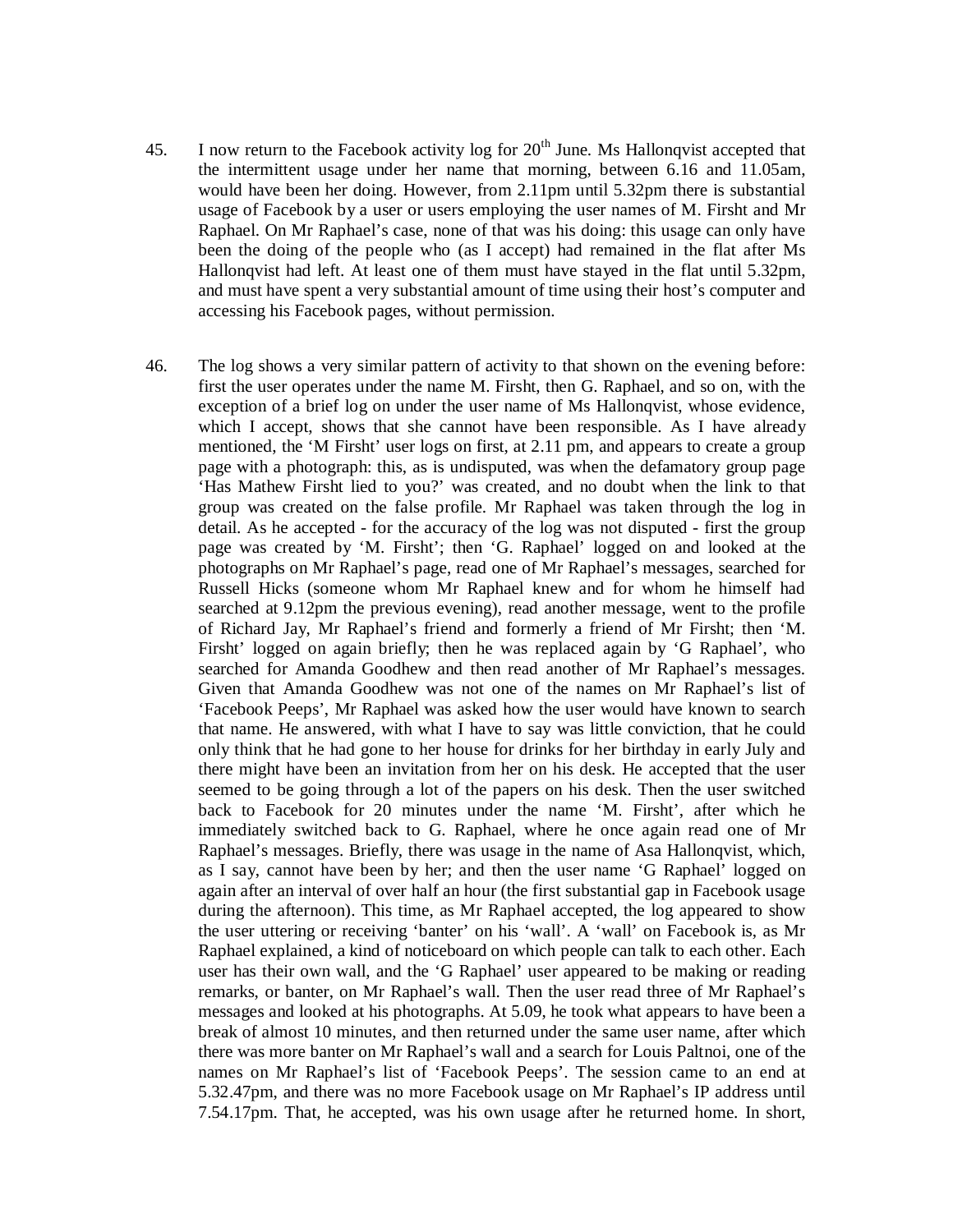45. I now return to the Facebook activity log for 20th June. Ms Hallonqvist accepted that the intermittent usage under her name that morning, between 6.16 and 11.05am, would have been her doing. However, from 2.11pm until 5.32pm there is substantial usage of Facebook by a user or users employing the user names of M. Firsht and Mr Raphael. On Mr Raphael's case, none of that was his doing: this usage can only have been the doing of the people who (as I accept) had remained in the flat after Ms Hallonqvist had left. At least one of them must have stayed in the flat until 5.32pm, and must have spent a very substantial amount of time using their host's computer and accessing his Facebook pages, without permission.

46. The log shows a very similar pattern of activity to that shown on the evening before: first the user operates under the name M. Firsht, then G. Raphael, and so on, with the exception of a brief log on under the user name of Ms Hallonqvist, whose evidence, which I accept, shows that she cannot have been responsible. As I have already mentioned, the 'M Firsht' user logs on first, at 2.11 pm, and appears to create a group page with a photograph: this, as is undisputed, was when the defamatory group page 'Has Mathew Firsht lied to you?' was created, and no doubt when the link to that group was created on the false profile. Mr Raphael was taken through the log in detail. As he accepted - for the accuracy of the log was not disputed - first the group page was created by 'M. Firsht'; then 'G. Raphael' logged on and looked at the photographs on Mr Raphael's page, read one of Mr Raphael's messages, searched for Russell Hicks (someone whom Mr Raphael knew and for whom he himself had searched at 9.12pm the previous evening), read another message, went to the profile of Richard Jay, Mr Raphael's friend and formerly a friend of Mr Firsht; then 'M. Firsht' logged on again briefly; then he was replaced again by 'G Raphael', who searched for Amanda Goodhew and then read another of Mr Raphael's messages. Given that Amanda Goodhew was not one of the names on Mr Raphael's list of 'Facebook Peeps', Mr Raphael was asked how the user would have known to search that name. He answered, with what I have to say was little conviction, that he could only think that he had gone to her house for drinks for her birthday in early July and there might have been an invitation from her on his desk. He accepted that the user seemed to be going through a lot of the papers on his desk. Then the user switched back to Facebook for 20 minutes under the name 'M. Firsht', after which he immediately switched back to G. Raphael, where he once again read one of Mr Raphael's messages. Briefly, there was usage in the name of Asa Hallonqvist, which, as I say, cannot have been by her; and then the user name 'G Raphael' logged on again after an interval of over half an hour (the first substantial gap in Facebook usage during the afternoon). This time, as Mr Raphael accepted, the log appeared to show the user uttering or receiving 'banter' on his 'wall'. A 'wall' on Facebook is, as Mr Raphael explained, a kind of noticeboard on which people can talk to each other. Each user has their own wall, and the 'G Raphael' user appeared to be making or reading remarks, or banter, on Mr Raphael's wall. Then the user read three of Mr Raphael's messages and looked at his photographs. At 5.09, he took what appears to have been a break of almost 10 minutes, and then returned under the same user name, after which there was more banter on Mr Raphael's wall and a search for Louis Paltnoi, one of the names on Mr Raphael's list of 'Facebook Peeps'. The session came to an end at 5.32.47pm, and there was no more Facebook usage on Mr Raphael's IP address until 7.54.17pm. That, he accepted, was his own usage after he returned home. In short,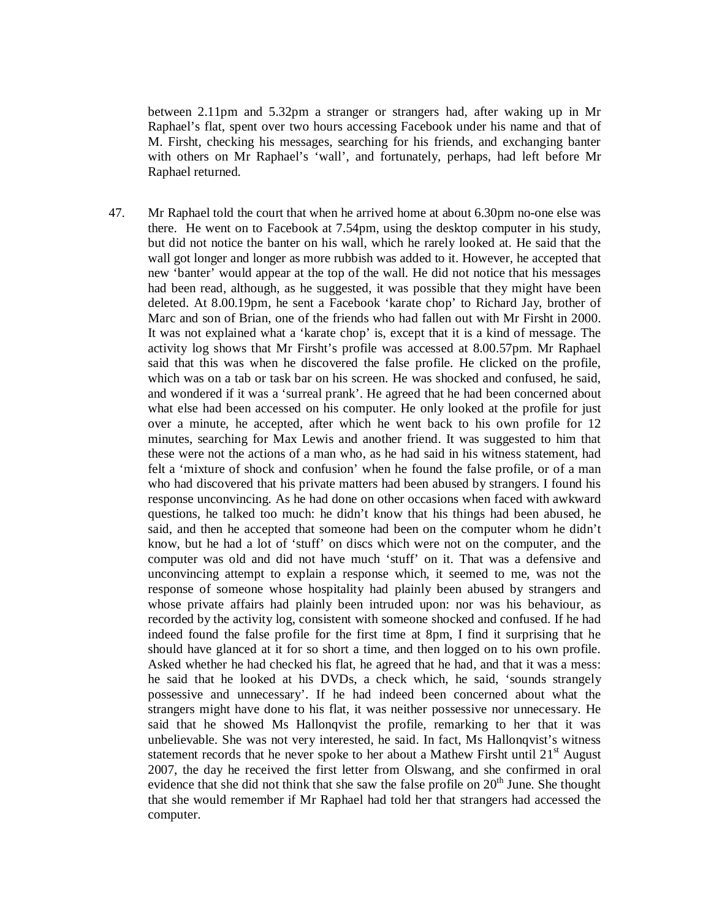between 2.11pm and 5.32pm a stranger or strangers had, after waking up in Mr Raphael's flat, spent over two hours accessing Facebook under his name and that of M. Firsht, checking his messages, searching for his friends, and exchanging banter with others on Mr Raphael's 'wall', and fortunately, perhaps, had left before Mr Raphael returned.

47. Mr Raphael told the court that when he arrived home at about 6.30pm no-one else was there. He went on to Facebook at 7.54pm, using the desktop computer in his study, but did not notice the banter on his wall, which he rarely looked at. He said that the wall got longer and longer as more rubbish was added to it. However, he accepted that new 'banter' would appear at the top of the wall. He did not notice that his messages had been read, although, as he suggested, it was possible that they might have been deleted. At 8.00.19pm, he sent a Facebook 'karate chop' to Richard Jay, brother of Marc and son of Brian, one of the friends who had fallen out with Mr Firsht in 2000. It was not explained what a 'karate chop' is, except that it is a kind of message. The activity log shows that Mr Firsht's profile was accessed at 8.00.57pm. Mr Raphael said that this was when he discovered the false profile. He clicked on the profile, which was on a tab or task bar on his screen. He was shocked and confused, he said, and wondered if it was a 'surreal prank'. He agreed that he had been concerned about what else had been accessed on his computer. He only looked at the profile for just over a minute, he accepted, after which he went back to his own profile for 12 minutes, searching for Max Lewis and another friend. It was suggested to him that these were not the actions of a man who, as he had said in his witness statement, had felt a 'mixture of shock and confusion' when he found the false profile, or of a man who had discovered that his private matters had been abused by strangers. I found his response unconvincing. As he had done on other occasions when faced with awkward questions, he talked too much: he didn't know that his things had been abused, he said, and then he accepted that someone had been on the computer whom he didn't know, but he had a lot of 'stuff' on discs which were not on the computer, and the computer was old and did not have much 'stuff' on it. That was a defensive and unconvincing attempt to explain a response which, it seemed to me, was not the response of someone whose hospitality had plainly been abused by strangers and whose private affairs had plainly been intruded upon: nor was his behaviour, as recorded by the activity log, consistent with someone shocked and confused. If he had indeed found the false profile for the first time at 8pm, I find it surprising that he should have glanced at it for so short a time, and then logged on to his own profile. Asked whether he had checked his flat, he agreed that he had, and that it was a mess: he said that he looked at his DVDs, a check which, he said, 'sounds strangely possessive and unnecessary'. If he had indeed been concerned about what the strangers might have done to his flat, it was neither possessive nor unnecessary. He said that he showed Ms Hallonqvist the profile, remarking to her that it was unbelievable. She was not very interested, he said. In fact, Ms Hallonqvist's witness statement records that he never spoke to her about a Mathew Firsht until 21st August 2007, the day he received the first letter from Olswang, and she confirmed in oral evidence that she did not think that she saw the false profile on 20th June. She thought that she would remember if Mr Raphael had told her that strangers had accessed the computer.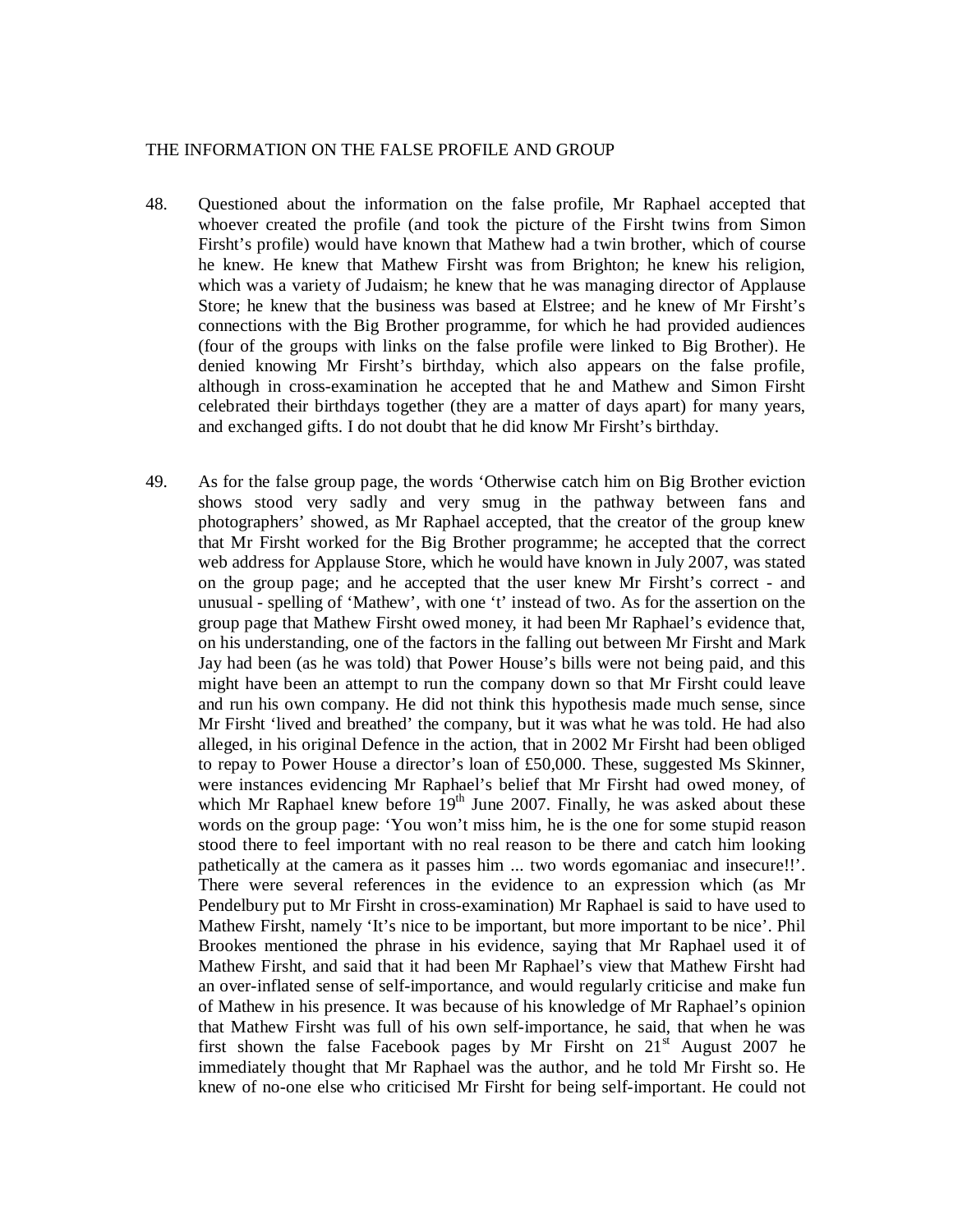THE INFORMATION ON THE FALSE PROFILE AND GROUP

48. Questioned about the information on the false profile, Mr Raphael accepted that whoever created the profile (and took the picture of the Firsht twins from Simon Firsht's profile) would have known that Mathew had a twin brother, which of course he knew. He knew that Mathew Firsht was from Brighton; he knew his religion, which was a variety of Judaism; he knew that he was managing director of Applause Store; he knew that the business was based at Elstree; and he knew of Mr Firsht's connections with the Big Brother programme, for which he had provided audiences (four of the groups with links on the false profile were linked to Big Brother). He denied knowing Mr Firsht's birthday, which also appears on the false profile, although in cross-examination he accepted that he and Mathew and Simon Firsht celebrated their birthdays together (they are a matter of days apart) for many years, and exchanged gifts. I do not doubt that he did know Mr Firsht's birthday.

49. As for the false group page, the words 'Otherwise catch him on Big Brother eviction shows stood very sadly and very smug in the pathway between fans and photographers' showed, as Mr Raphael accepted, that the creator of the group knew that Mr Firsht worked for the Big Brother programme; he accepted that the correct web address for Applause Store, which he would have known in July 2007, was stated on the group page; and he accepted that the user knew Mr Firsht's correct - and unusual - spelling of 'Mathew', with one 't' instead of two. As for the assertion on the group page that Mathew Firsht owed money, it had been Mr Raphael's evidence that, on his understanding, one of the factors in the falling out between Mr Firsht and Mark Jay had been (as he was told) that Power House's bills were not being paid, and this might have been an attempt to run the company down so that Mr Firsht could leave and run his own company. He did not think this hypothesis made much sense, since Mr Firsht 'lived and breathed' the company, but it was what he was told. He had also alleged, in his original Defence in the action, that in 2002 Mr Firsht had been obliged to repay to Power House a director's loan of £50,000. These, suggested Ms Skinner, were instances evidencing Mr Raphael's belief that Mr Firsht had owed money, of which Mr Raphael knew before 19th June 2007. Finally, he was asked about these words on the group page: 'You won't miss him, he is the one for some stupid reason stood there to feel important with no real reason to be there and catch him looking pathetically at the camera as it passes him ... two words egomaniac and insecure!!'. There were several references in the evidence to an expression which (as Mr Pendelbury put to Mr Firsht in cross-examination) Mr Raphael is said to have used to Mathew Firsht, namely 'It's nice to be important, but more important to be nice'. Phil Brookes mentioned the phrase in his evidence, saying that Mr Raphael used it of Mathew Firsht, and said that it had been Mr Raphael's view that Mathew Firsht had an over-inflated sense of self-importance, and would regularly criticise and make fun of Mathew in his presence. It was because of his knowledge of Mr Raphael's opinion that Mathew Firsht was full of his own self-importance, he said, that when he was first shown the false Facebook pages by Mr Firsht on 21st August 2007 he immediately thought that Mr Raphael was the author, and he told Mr Firsht so. He knew of no-one else who criticised Mr Firsht for being self-important. He could not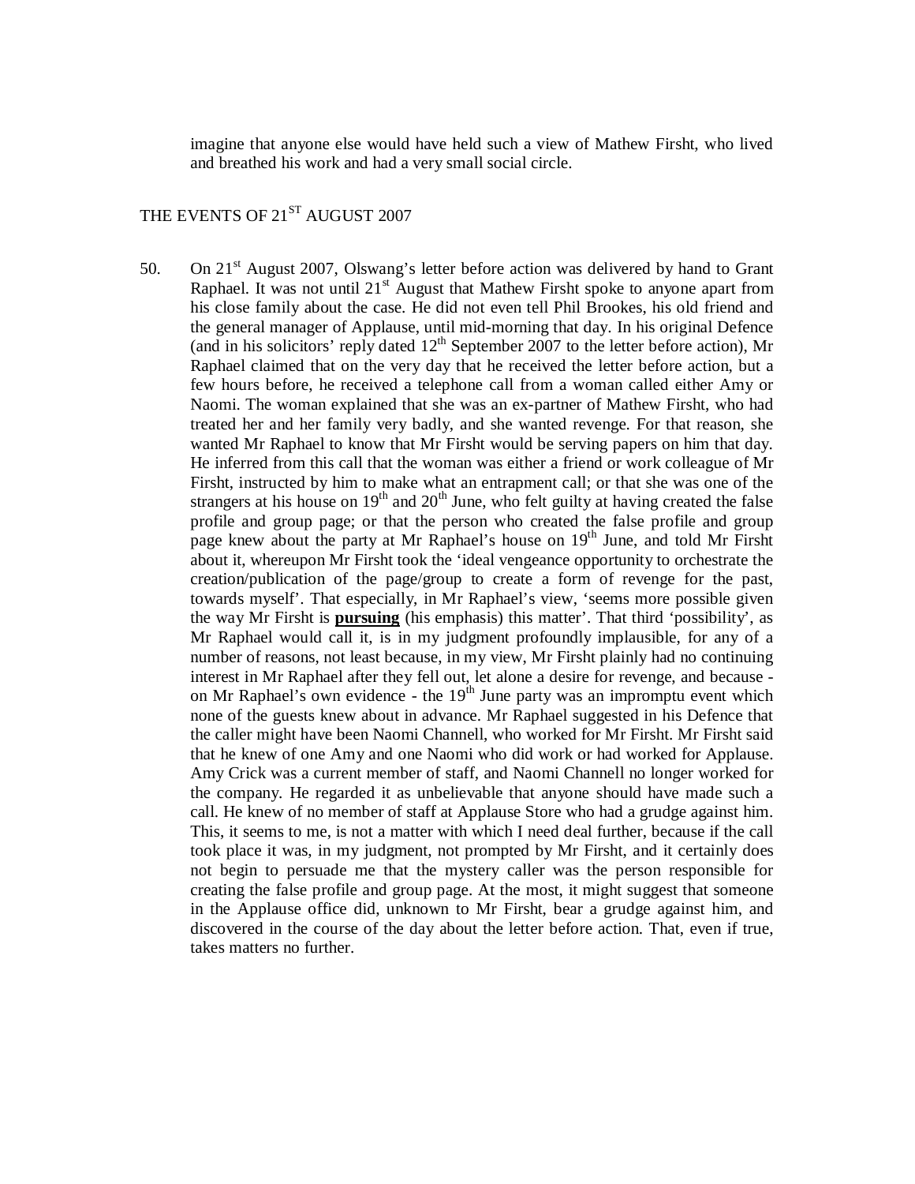imagine that anyone else would have held such a view of Mathew Firsht, who lived and breathed his work and had a very small social circle.

## THE EVENTS OF 21ST AUGUST 2007

50. On 21st August 2007, Olswang's letter before action was delivered by hand to Grant Raphael. It was not until 21st August that Mathew Firsht spoke to anyone apart from his close family about the case. He did not even tell Phil Brookes, his old friend and the general manager of Applause, until mid-morning that day. In his original Defence (and in his solicitors' reply dated 12th September 2007 to the letter before action), Mr Raphael claimed that on the very day that he received the letter before action, but a few hours before, he received a telephone call from a woman called either Amy or Naomi. The woman explained that she was an ex-partner of Mathew Firsht, who had treated her and her family very badly, and she wanted revenge. For that reason, she wanted Mr Raphael to know that Mr Firsht would be serving papers on him that day. He inferred from this call that the woman was either a friend or work colleague of Mr Firsht, instructed by him to make what an entrapment call; or that she was one of the strangers at his house on 19th and 20th June, who felt guilty at having created the false profile and group page; or that the person who created the false profile and group page knew about the party at Mr Raphael's house on 19th June, and told Mr Firsht about it, whereupon Mr Firsht took the 'ideal vengeance opportunity to orchestrate the creation/publication of the page/group to create a form of revenge for the past, towards myself'. That especially, in Mr Raphael's view, 'seems more possible given the way Mr Firsht is **pursuing** (his emphasis) this matter'. That third 'possibility', as Mr Raphael would call it, is in my judgment profoundly implausible, for any of a number of reasons, not least because, in my view, Mr Firsht plainly had no continuing interest in Mr Raphael after they fell out, let alone a desire for revenge, and because - on Mr Raphael's own evidence - the 19th June party was an impromptu event which none of the guests knew about in advance. Mr Raphael suggested in his Defence that the caller might have been Naomi Channell, who worked for Mr Firsht. Mr Firsht said that he knew of one Amy and one Naomi who did work or had worked for Applause. Amy Crick was a current member of staff, and Naomi Channell no longer worked for the company. He regarded it as unbelievable that anyone should have made such a call. He knew of no member of staff at Applause Store who had a grudge against him. This, it seems to me, is not a matter with which I need deal further, because if the call took place it was, in my judgment, not prompted by Mr Firsht, and it certainly does not begin to persuade me that the mystery caller was the person responsible for creating the false profile and group page. At the most, it might suggest that someone in the Applause office did, unknown to Mr Firsht, bear a grudge against him, and discovered in the course of the day about the letter before action. That, even if true, takes matters no further.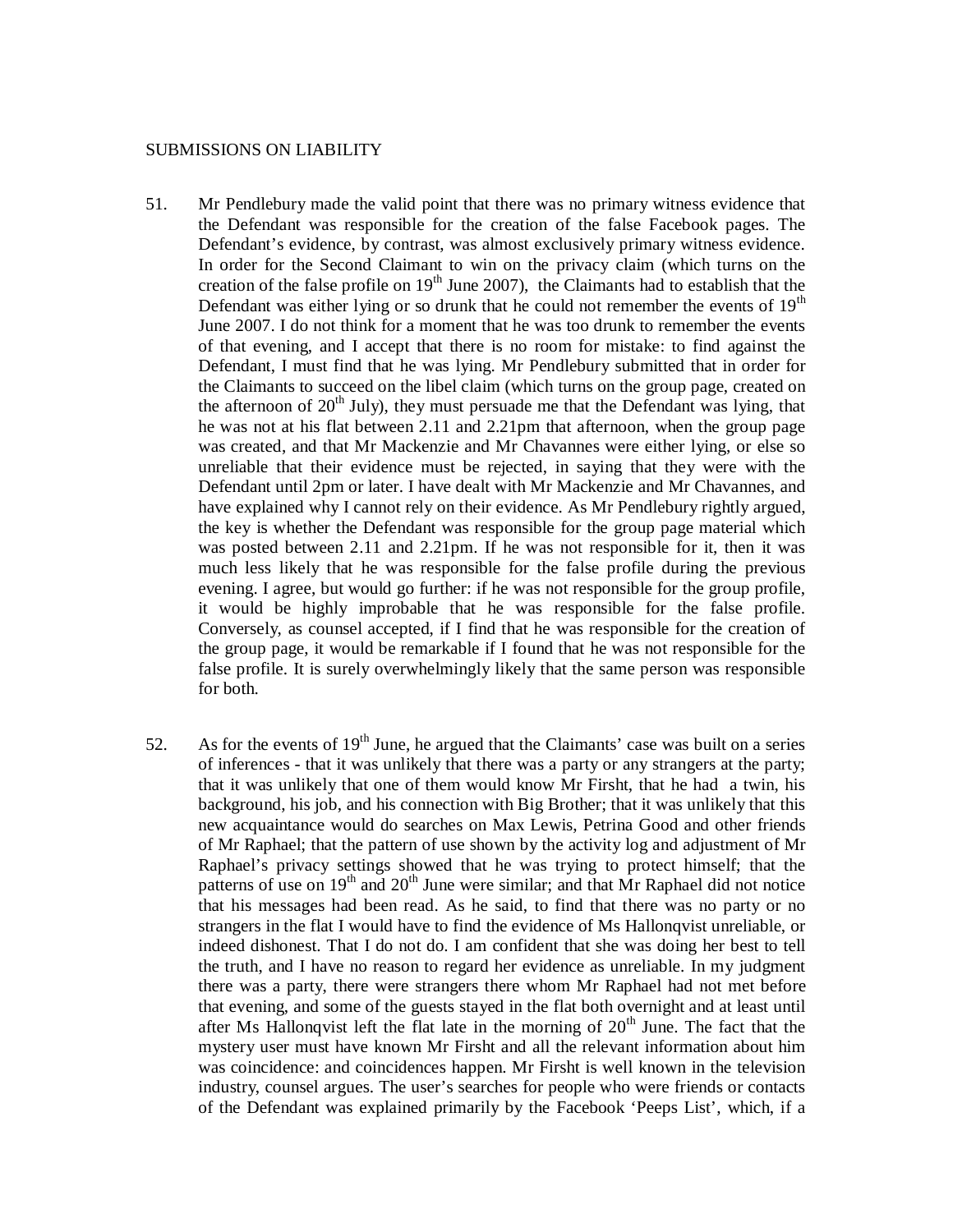SUBMISSIONS ON LIABILITY

51. Mr Pendlebury made the valid point that there was no primary witness evidence that the Defendant was responsible for the creation of the false Facebook pages. The Defendant's evidence, by contrast, was almost exclusively primary witness evidence. In order for the Second Claimant to win on the privacy claim (which turns on the creation of the false profile on 19th June 2007), the Claimants had to establish that the Defendant was either lying or so drunk that he could not remember the events of 19th June 2007. I do not think for a moment that he was too drunk to remember the events of that evening, and I accept that there is no room for mistake: to find against the Defendant, I must find that he was lying. Mr Pendlebury submitted that in order for the Claimants to succeed on the libel claim (which turns on the group page, created on the afternoon of 20th July), they must persuade me that the Defendant was lying, that he was not at his flat between 2.11 and 2.21pm that afternoon, when the group page was created, and that Mr Mackenzie and Mr Chavannes were either lying, or else so unreliable that their evidence must be rejected, in saying that they were with the Defendant until 2pm or later. I have dealt with Mr Mackenzie and Mr Chavannes, and have explained why I cannot rely on their evidence. As Mr Pendlebury rightly argued, the key is whether the Defendant was responsible for the group page material which was posted between 2.11 and 2.21pm. If he was not responsible for it, then it was much less likely that he was responsible for the false profile during the previous evening. I agree, but would go further: if he was not responsible for the group profile, it would be highly improbable that he was responsible for the false profile. Conversely, as counsel accepted, if I find that he was responsible for the creation of the group page, it would be remarkable if I found that he was not responsible for the false profile. It is surely overwhelmingly likely that the same person was responsible for both.

52. As for the events of 19th June, he argued that the Claimants' case was built on a series of inferences - that it was unlikely that there was a party or any strangers at the party; that it was unlikely that one of them would know Mr Firsht, that he had a twin, his background, his job, and his connection with Big Brother; that it was unlikely that this new acquaintance would do searches on Max Lewis, Petrina Good and other friends of Mr Raphael; that the pattern of use shown by the activity log and adjustment of Mr Raphael's privacy settings showed that he was trying to protect himself; that the patterns of use on 19th and 20th June were similar; and that Mr Raphael did not notice that his messages had been read. As he said, to find that there was no party or no strangers in the flat I would have to find the evidence of Ms Hallonqvist unreliable, or indeed dishonest. That I do not do. I am confident that she was doing her best to tell the truth, and I have no reason to regard her evidence as unreliable. In my judgment there was a party, there were strangers there whom Mr Raphael had not met before that evening, and some of the guests stayed in the flat both overnight and at least until after Ms Hallonqvist left the flat late in the morning of 20th June. The fact that the mystery user must have known Mr Firsht and all the relevant information about him was coincidence: and coincidences happen. Mr Firsht is well known in the television industry, counsel argues. The user's searches for people who were friends or contacts of the Defendant was explained primarily by the Facebook 'Peeps List', which, if a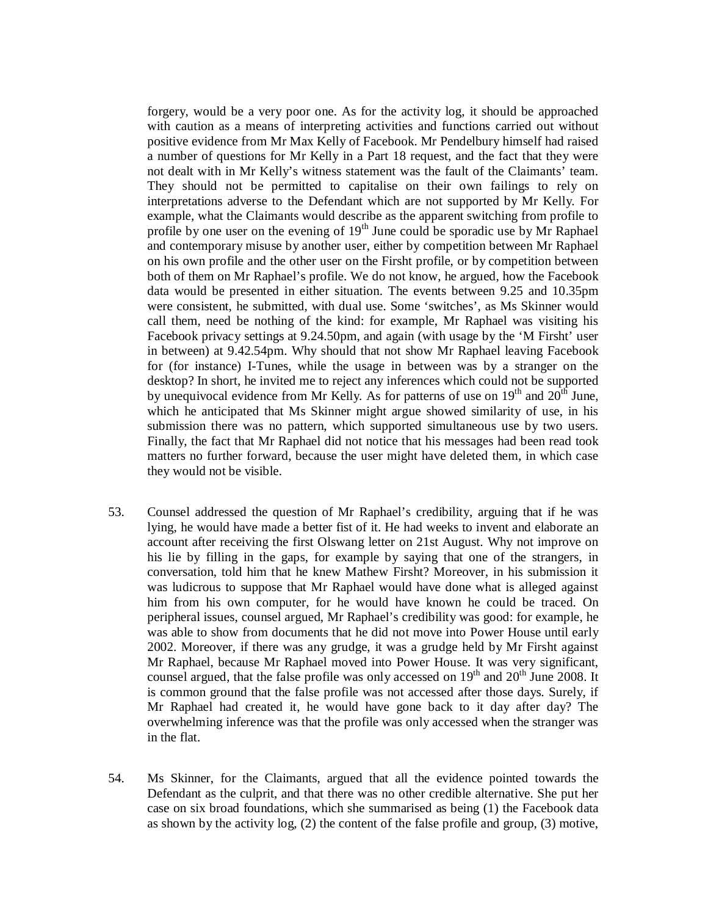forgery, would be a very poor one. As for the activity log, it should be approached with caution as a means of interpreting activities and functions carried out without positive evidence from Mr Max Kelly of Facebook. Mr Pendelbury himself had raised a number of questions for Mr Kelly in a Part 18 request, and the fact that they were not dealt with in Mr Kelly's witness statement was the fault of the Claimants' team. They should not be permitted to capitalise on their own failings to rely on interpretations adverse to the Defendant which are not supported by Mr Kelly. For example, what the Claimants would describe as the apparent switching from profile to profile by one user on the evening of 19th June could be sporadic use by Mr Raphael and contemporary misuse by another user, either by competition between Mr Raphael on his own profile and the other user on the Firsht profile, or by competition between both of them on Mr Raphael's profile. We do not know, he argued, how the Facebook data would be presented in either situation. The events between 9.25 and 10.35pm were consistent, he submitted, with dual use. Some 'switches', as Ms Skinner would call them, need be nothing of the kind: for example, Mr Raphael was visiting his Facebook privacy settings at 9.24.50pm, and again (with usage by the 'M Firsht' user in between) at 9.42.54pm. Why should that not show Mr Raphael leaving Facebook for (for instance) I-Tunes, while the usage in between was by a stranger on the desktop? In short, he invited me to reject any inferences which could not be supported by unequivocal evidence from Mr Kelly. As for patterns of use on 19th and 20th June, which he anticipated that Ms Skinner might argue showed similarity of use, in his submission there was no pattern, which supported simultaneous use by two users. Finally, the fact that Mr Raphael did not notice that his messages had been read took matters no further forward, because the user might have deleted them, in which case they would not be visible.

53. Counsel addressed the question of Mr Raphael's credibility, arguing that if he was lying, he would have made a better fist of it. He had weeks to invent and elaborate an account after receiving the first Olswang letter on 21st August. Why not improve on his lie by filling in the gaps, for example by saying that one of the strangers, in conversation, told him that he knew Mathew Firsht? Moreover, in his submission it was ludicrous to suppose that Mr Raphael would have done what is alleged against him from his own computer, for he would have known he could be traced. On peripheral issues, counsel argued, Mr Raphael's credibility was good: for example, he was able to show from documents that he did not move into Power House until early 2002. Moreover, if there was any grudge, it was a grudge held by Mr Firsht against Mr Raphael, because Mr Raphael moved into Power House. It was very significant, counsel argued, that the false profile was only accessed on 19th and 20th June 2008. It is common ground that the false profile was not accessed after those days. Surely, if Mr Raphael had created it, he would have gone back to it day after day? The overwhelming inference was that the profile was only accessed when the stranger was in the flat.

54. Ms Skinner, for the Claimants, argued that all the evidence pointed towards the Defendant as the culprit, and that there was no other credible alternative. She put her case on six broad foundations, which she summarised as being (1) the Facebook data as shown by the activity log, (2) the content of the false profile and group, (3) motive,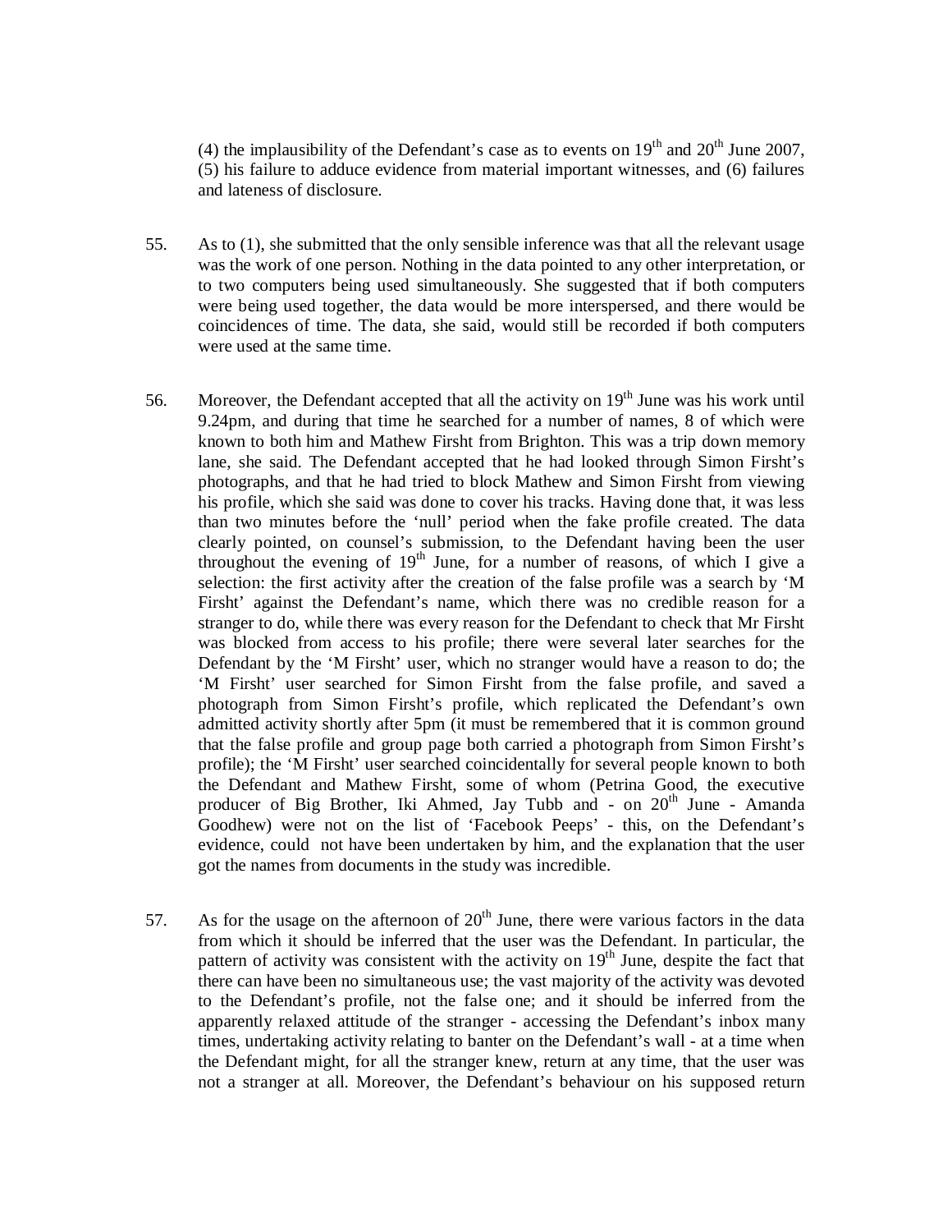(4) the implausibility of the Defendant's case as to events on 19th and 20th June 2007, (5) his failure to adduce evidence from material important witnesses, and (6) failures and lateness of disclosure.

55. As to (1), she submitted that the only sensible inference was that all the relevant usage was the work of one person. Nothing in the data pointed to any other interpretation, or to two computers being used simultaneously. She suggested that if both computers were being used together, the data would be more interspersed, and there would be coincidences of time. The data, she said, would still be recorded if both computers were used at the same time.

56. Moreover, the Defendant accepted that all the activity on 19th June was his work until 9.24pm, and during that time he searched for a number of names, 8 of which were known to both him and Mathew Firsht from Brighton. This was a trip down memory lane, she said. The Defendant accepted that he had looked through Simon Firsht's photographs, and that he had tried to block Mathew and Simon Firsht from viewing his profile, which she said was done to cover his tracks. Having done that, it was less than two minutes before the 'null' period when the fake profile created. The data clearly pointed, on counsel's submission, to the Defendant having been the user throughout the evening of 19th June, for a number of reasons, of which I give a selection: the first activity after the creation of the false profile was a search by 'M Firsht' against the Defendant's name, which there was no credible reason for a stranger to do, while there was every reason for the Defendant to check that Mr Firsht was blocked from access to his profile; there were several later searches for the Defendant by the 'M Firsht' user, which no stranger would have a reason to do; the 'M Firsht' user searched for Simon Firsht from the false profile, and saved a photograph from Simon Firsht's profile, which replicated the Defendant's own admitted activity shortly after 5pm (it must be remembered that it is common ground that the false profile and group page both carried a photograph from Simon Firsht's profile); the 'M Firsht' user searched coincidentally for several people known to both the Defendant and Mathew Firsht, some of whom (Petrina Good, the executive producer of Big Brother, Iki Ahmed, Jay Tubb and - on 20th June - Amanda Goodhew) were not on the list of 'Facebook Peeps' - this, on the Defendant's evidence, could not have been undertaken by him, and the explanation that the user got the names from documents in the study was incredible.

57. As for the usage on the afternoon of 20th June, there were various factors in the data from which it should be inferred that the user was the Defendant. In particular, the pattern of activity was consistent with the activity on 19th June, despite the fact that there can have been no simultaneous use; the vast majority of the activity was devoted to the Defendant's profile, not the false one; and it should be inferred from the apparently relaxed attitude of the stranger - accessing the Defendant's inbox many times, undertaking activity relating to banter on the Defendant's wall - at a time when the Defendant might, for all the stranger knew, return at any time, that the user was not a stranger at all. Moreover, the Defendant's behaviour on his supposed return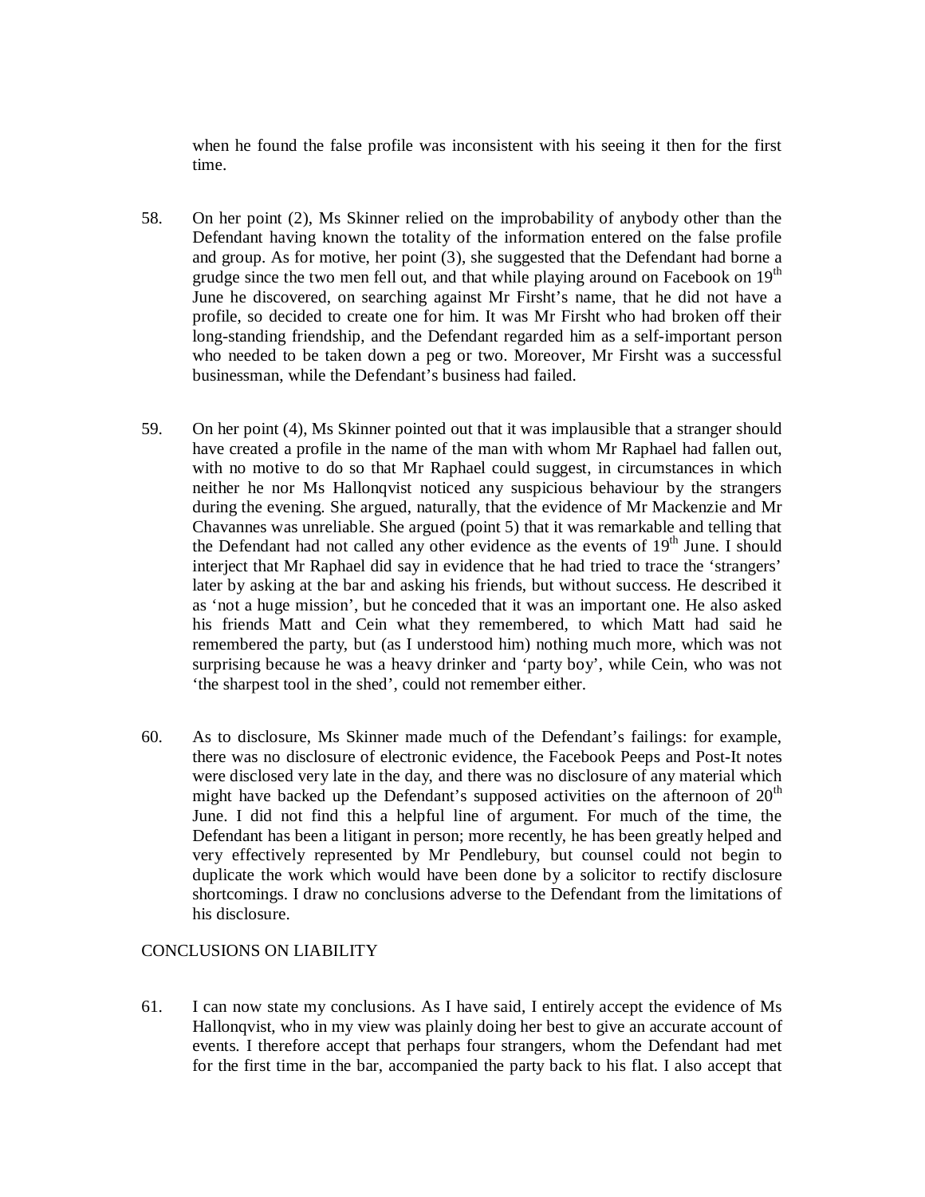when he found the false profile was inconsistent with his seeing it then for the first time.

58. On her point (2), Ms Skinner relied on the improbability of anybody other than the Defendant having known the totality of the information entered on the false profile and group. As for motive, her point (3), she suggested that the Defendant had borne a grudge since the two men fell out, and that while playing around on Facebook on 19th June he discovered, on searching against Mr Firsht's name, that he did not have a profile, so decided to create one for him. It was Mr Firsht who had broken off their long-standing friendship, and the Defendant regarded him as a self-important person who needed to be taken down a peg or two. Moreover, Mr Firsht was a successful businessman, while the Defendant's business had failed.

59. On her point (4), Ms Skinner pointed out that it was implausible that a stranger should have created a profile in the name of the man with whom Mr Raphael had fallen out, with no motive to do so that Mr Raphael could suggest, in circumstances in which neither he nor Ms Hallonqvist noticed any suspicious behaviour by the strangers during the evening. She argued, naturally, that the evidence of Mr Mackenzie and Mr Chavannes was unreliable. She argued (point 5) that it was remarkable and telling that the Defendant had not called any other evidence as the events of 19th June. I should interject that Mr Raphael did say in evidence that he had tried to trace the 'strangers' later by asking at the bar and asking his friends, but without success. He described it as 'not a huge mission', but he conceded that it was an important one. He also asked his friends Matt and Cein what they remembered, to which Matt had said he remembered the party, but (as I understood him) nothing much more, which was not surprising because he was a heavy drinker and 'party boy', while Cein, who was not 'the sharpest tool in the shed', could not remember either.

60. As to disclosure, Ms Skinner made much of the Defendant's failings: for example, there was no disclosure of electronic evidence, the Facebook Peeps and Post-It notes were disclosed very late in the day, and there was no disclosure of any material which might have backed up the Defendant's supposed activities on the afternoon of 20th June. I did not find this a helpful line of argument. For much of the time, the Defendant has been a litigant in person; more recently, he has been greatly helped and very effectively represented by Mr Pendlebury, but counsel could not begin to duplicate the work which would have been done by a solicitor to rectify disclosure shortcomings. I draw no conclusions adverse to the Defendant from the limitations of his disclosure.

## CONCLUSIONS ON LIABILITY

61. I can now state my conclusions. As I have said, I entirely accept the evidence of Ms Hallonqvist, who in my view was plainly doing her best to give an accurate account of events. I therefore accept that perhaps four strangers, whom the Defendant had met for the first time in the bar, accompanied the party back to his flat. I also accept that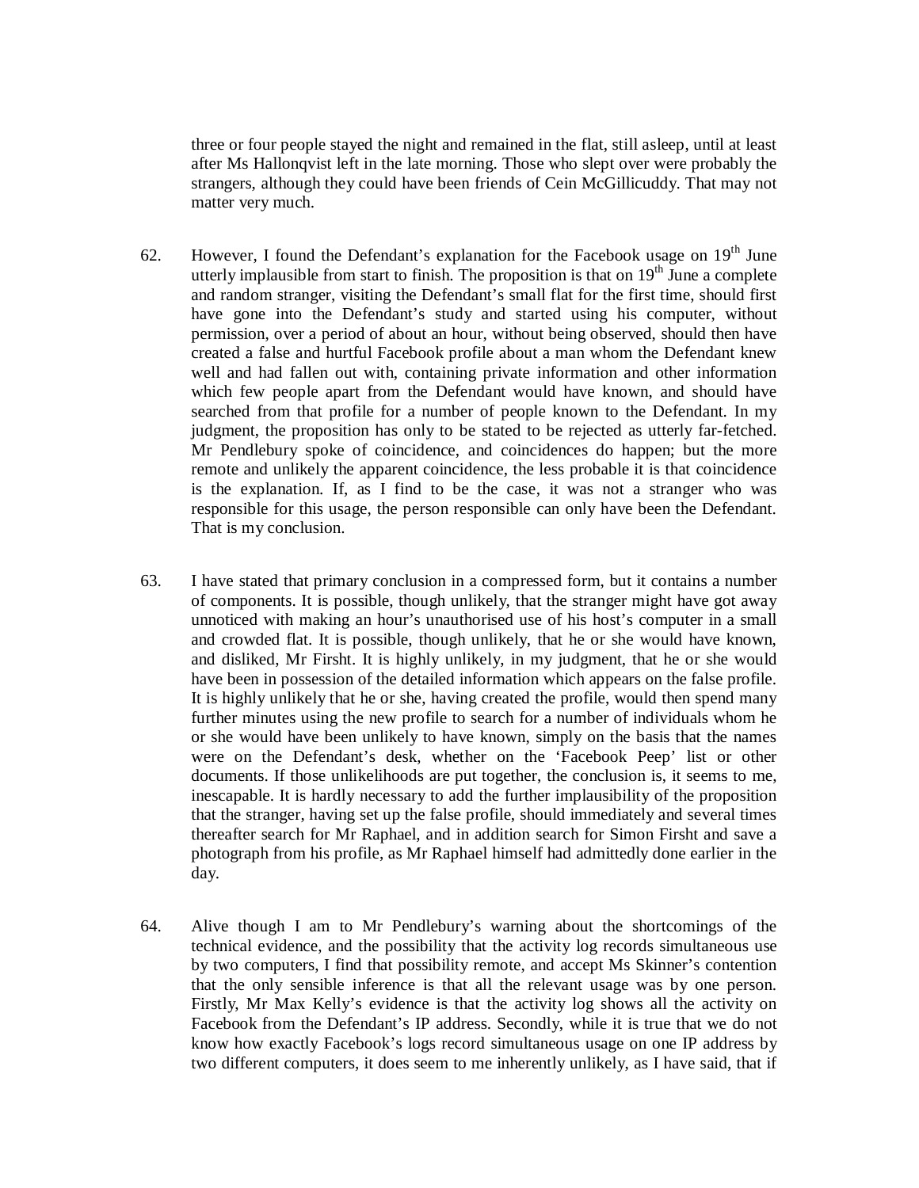three or four people stayed the night and remained in the flat, still asleep, until at least after Ms Hallonqvist left in the late morning. Those who slept over were probably the strangers, although they could have been friends of Cein McGillicuddy. That may not matter very much.

62. However, I found the Defendant's explanation for the Facebook usage on 19th June utterly implausible from start to finish. The proposition is that on 19th June a complete and random stranger, visiting the Defendant's small flat for the first time, should first have gone into the Defendant's study and started using his computer, without permission, over a period of about an hour, without being observed, should then have created a false and hurtful Facebook profile about a man whom the Defendant knew well and had fallen out with, containing private information and other information which few people apart from the Defendant would have known, and should have searched from that profile for a number of people known to the Defendant. In my judgment, the proposition has only to be stated to be rejected as utterly far-fetched. Mr Pendlebury spoke of coincidence, and coincidences do happen; but the more remote and unlikely the apparent coincidence, the less probable it is that coincidence is the explanation. If, as I find to be the case, it was not a stranger who was responsible for this usage, the person responsible can only have been the Defendant. That is my conclusion.

63. I have stated that primary conclusion in a compressed form, but it contains a number of components. It is possible, though unlikely, that the stranger might have got away unnoticed with making an hour's unauthorised use of his host's computer in a small and crowded flat. It is possible, though unlikely, that he or she would have known, and disliked, Mr Firsht. It is highly unlikely, in my judgment, that he or she would have been in possession of the detailed information which appears on the false profile. It is highly unlikely that he or she, having created the profile, would then spend many further minutes using the new profile to search for a number of individuals whom he or she would have been unlikely to have known, simply on the basis that the names were on the Defendant's desk, whether on the 'Facebook Peep' list or other documents. If those unlikelihoods are put together, the conclusion is, it seems to me, inescapable. It is hardly necessary to add the further implausibility of the proposition that the stranger, having set up the false profile, should immediately and several times thereafter search for Mr Raphael, and in addition search for Simon Firsht and save a photograph from his profile, as Mr Raphael himself had admittedly done earlier in the day.

64. Alive though I am to Mr Pendlebury's warning about the shortcomings of the technical evidence, and the possibility that the activity log records simultaneous use by two computers, I find that possibility remote, and accept Ms Skinner's contention that the only sensible inference is that all the relevant usage was by one person. Firstly, Mr Max Kelly's evidence is that the activity log shows all the activity on Facebook from the Defendant's IP address. Secondly, while it is true that we do not know how exactly Facebook's logs record simultaneous usage on one IP address by two different computers, it does seem to me inherently unlikely, as I have said, that if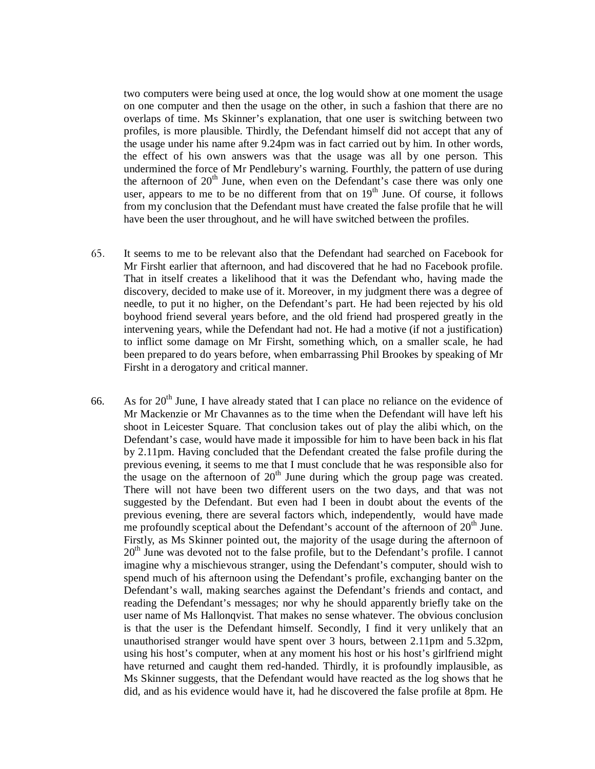two computers were being used at once, the log would show at one moment the usage on one computer and then the usage on the other, in such a fashion that there are no overlaps of time. Ms Skinner's explanation, that one user is switching between two profiles, is more plausible. Thirdly, the Defendant himself did not accept that any of the usage under his name after 9.24pm was in fact carried out by him. In other words, the effect of his own answers was that the usage was all by one person. This undermined the force of Mr Pendlebury's warning. Fourthly, the pattern of use during the afternoon of 20th June, when even on the Defendant's case there was only one user, appears to me to be no different from that on 19th June. Of course, it follows from my conclusion that the Defendant must have created the false profile that he will have been the user throughout, and he will have switched between the profiles.

65. It seems to me to be relevant also that the Defendant had searched on Facebook for Mr Firsht earlier that afternoon, and had discovered that he had no Facebook profile. That in itself creates a likelihood that it was the Defendant who, having made the discovery, decided to make use of it. Moreover, in my judgment there was a degree of needle, to put it no higher, on the Defendant's part. He had been rejected by his old boyhood friend several years before, and the old friend had prospered greatly in the intervening years, while the Defendant had not. He had a motive (if not a justification) to inflict some damage on Mr Firsht, something which, on a smaller scale, he had been prepared to do years before, when embarrassing Phil Brookes by speaking of Mr Firsht in a derogatory and critical manner.

66. As for 20th June, I have already stated that I can place no reliance on the evidence of Mr Mackenzie or Mr Chavannes as to the time when the Defendant will have left his shoot in Leicester Square. That conclusion takes out of play the alibi which, on the Defendant's case, would have made it impossible for him to have been back in his flat by 2.11pm. Having concluded that the Defendant created the false profile during the previous evening, it seems to me that I must conclude that he was responsible also for the usage on the afternoon of 20th June during which the group page was created. There will not have been two different users on the two days, and that was not suggested by the Defendant. But even had I been in doubt about the events of the previous evening, there are several factors which, independently, would have made me profoundly sceptical about the Defendant's account of the afternoon of 20th June. Firstly, as Ms Skinner pointed out, the majority of the usage during the afternoon of 20th June was devoted not to the false profile, but to the Defendant's profile. I cannot imagine why a mischievous stranger, using the Defendant's computer, should wish to spend much of his afternoon using the Defendant's profile, exchanging banter on the Defendant's wall, making searches against the Defendant's friends and contact, and reading the Defendant's messages; nor why he should apparently briefly take on the user name of Ms Hallonqvist. That makes no sense whatever. The obvious conclusion is that the user is the Defendant himself. Secondly, I find it very unlikely that an unauthorised stranger would have spent over 3 hours, between 2.11pm and 5.32pm, using his host's computer, when at any moment his host or his host's girlfriend might have returned and caught them red-handed. Thirdly, it is profoundly implausible, as Ms Skinner suggests, that the Defendant would have reacted as the log shows that he did, and as his evidence would have it, had he discovered the false profile at 8pm. He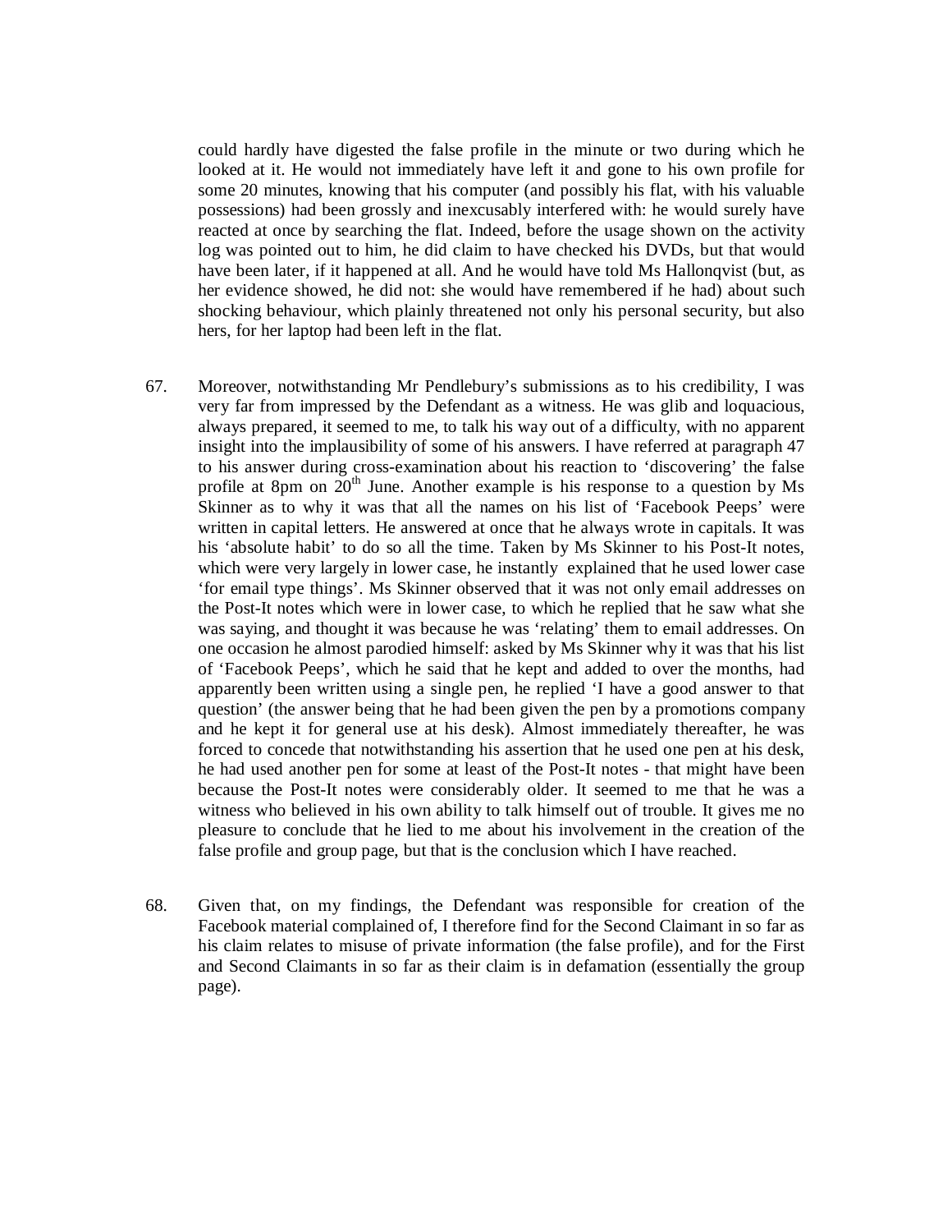could hardly have digested the false profile in the minute or two during which he looked at it. He would not immediately have left it and gone to his own profile for some 20 minutes, knowing that his computer (and possibly his flat, with his valuable possessions) had been grossly and inexcusably interfered with: he would surely have reacted at once by searching the flat. Indeed, before the usage shown on the activity log was pointed out to him, he did claim to have checked his DVDs, but that would have been later, if it happened at all. And he would have told Ms Hallonqvist (but, as her evidence showed, he did not: she would have remembered if he had) about such shocking behaviour, which plainly threatened not only his personal security, but also hers, for her laptop had been left in the flat.

67. Moreover, notwithstanding Mr Pendlebury's submissions as to his credibility, I was very far from impressed by the Defendant as a witness. He was glib and loquacious, always prepared, it seemed to me, to talk his way out of a difficulty, with no apparent insight into the implausibility of some of his answers. I have referred at paragraph 47 to his answer during cross-examination about his reaction to 'discovering' the false profile at 8pm on 20th June. Another example is his response to a question by Ms Skinner as to why it was that all the names on his list of 'Facebook Peeps' were written in capital letters. He answered at once that he always wrote in capitals. It was his 'absolute habit' to do so all the time. Taken by Ms Skinner to his Post-It notes, which were very largely in lower case, he instantly explained that he used lower case 'for email type things'. Ms Skinner observed that it was not only email addresses on the Post-It notes which were in lower case, to which he replied that he saw what she was saying, and thought it was because he was 'relating' them to email addresses. On one occasion he almost parodied himself: asked by Ms Skinner why it was that his list of 'Facebook Peeps', which he said that he kept and added to over the months, had apparently been written using a single pen, he replied 'I have a good answer to that question' (the answer being that he had been given the pen by a promotions company and he kept it for general use at his desk). Almost immediately thereafter, he was forced to concede that notwithstanding his assertion that he used one pen at his desk, he had used another pen for some at least of the Post-It notes - that might have been because the Post-It notes were considerably older. It seemed to me that he was a witness who believed in his own ability to talk himself out of trouble. It gives me no pleasure to conclude that he lied to me about his involvement in the creation of the false profile and group page, but that is the conclusion which I have reached.

68. Given that, on my findings, the Defendant was responsible for creation of the Facebook material complained of, I therefore find for the Second Claimant in so far as his claim relates to misuse of private information (the false profile), and for the First and Second Claimants in so far as their claim is in defamation (essentially the group page).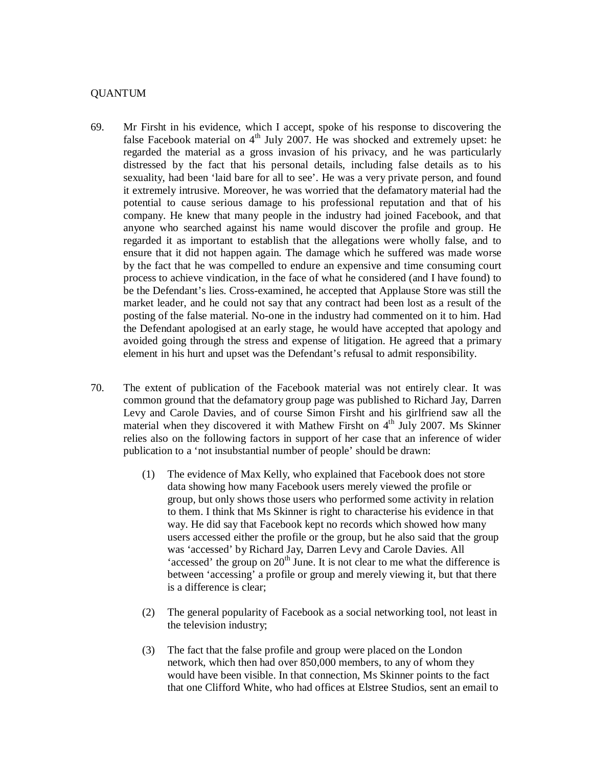QUANTUM

69. Mr Firsht in his evidence, which I accept, spoke of his response to discovering the false Facebook material on 4th July 2007. He was shocked and extremely upset: he regarded the material as a gross invasion of his privacy, and he was particularly distressed by the fact that his personal details, including false details as to his sexuality, had been 'laid bare for all to see'. He was a very private person, and found it extremely intrusive. Moreover, he was worried that the defamatory material had the potential to cause serious damage to his professional reputation and that of his company. He knew that many people in the industry had joined Facebook, and that anyone who searched against his name would discover the profile and group. He regarded it as important to establish that the allegations were wholly false, and to ensure that it did not happen again. The damage which he suffered was made worse by the fact that he was compelled to endure an expensive and time consuming court process to achieve vindication, in the face of what he considered (and I have found) to be the Defendant's lies. Cross-examined, he accepted that Applause Store was still the market leader, and he could not say that any contract had been lost as a result of the posting of the false material. No-one in the industry had commented on it to him. Had the Defendant apologised at an early stage, he would have accepted that apology and avoided going through the stress and expense of litigation. He agreed that a primary element in his hurt and upset was the Defendant's refusal to admit responsibility.

70. The extent of publication of the Facebook material was not entirely clear. It was common ground that the defamatory group page was published to Richard Jay, Darren Levy and Carole Davies, and of course Simon Firsht and his girlfriend saw all the material when they discovered it with Mathew Firsht on 4th July 2007. Ms Skinner relies also on the following factors in support of her case that an inference of wider publication to a 'not insubstantial number of people' should be drawn:

   (1) The evidence of Max Kelly, who explained that Facebook does not store data showing how many Facebook users merely viewed the profile or group, but only shows those users who performed some activity in relation to them. I think that Ms Skinner is right to characterise his evidence in that way. He did say that Facebook kept no records which showed how many users accessed either the profile or the group, but he also said that the group was 'accessed' by Richard Jay, Darren Levy and Carole Davies. All 'accessed' the group on 20th June. It is not clear to me what the difference is between 'accessing' a profile or group and merely viewing it, but that there is a difference is clear;

   (2) The general popularity of Facebook as a social networking tool, not least in the television industry;

   (3) The fact that the false profile and group were placed on the London network, which then had over 850,000 members, to any of whom they would have been visible. In that connection, Ms Skinner points to the fact that one Clifford White, who had offices at Elstree Studios, sent an email to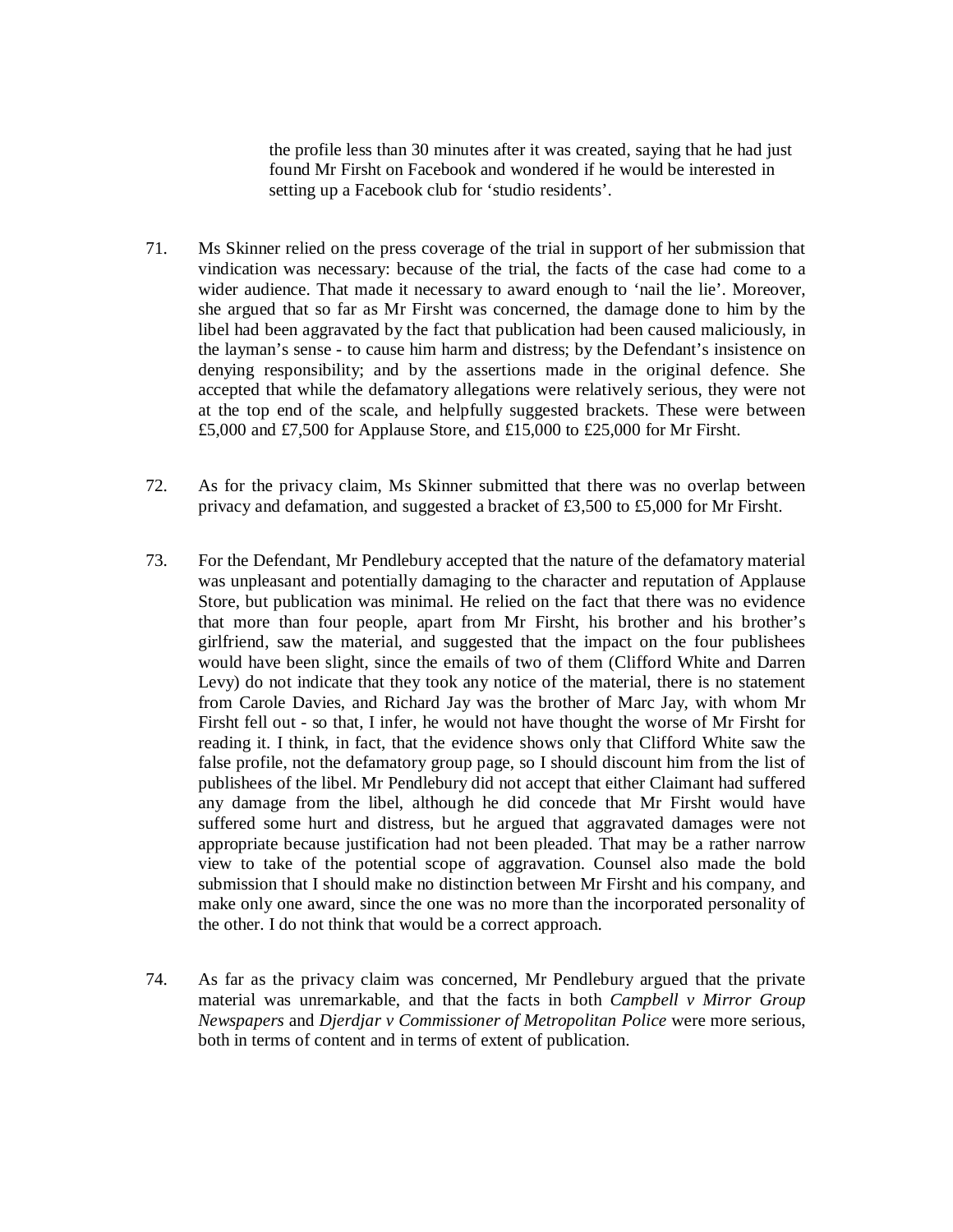the profile less than 30 minutes after it was created, saying that he had just found Mr Firsht on Facebook and wondered if he would be interested in setting up a Facebook club for 'studio residents'.

71. Ms Skinner relied on the press coverage of the trial in support of her submission that vindication was necessary: because of the trial, the facts of the case had come to a wider audience. That made it necessary to award enough to 'nail the lie'. Moreover, she argued that so far as Mr Firsht was concerned, the damage done to him by the libel had been aggravated by the fact that publication had been caused maliciously, in the layman's sense - to cause him harm and distress; by the Defendant's insistence on denying responsibility; and by the assertions made in the original defence. She accepted that while the defamatory allegations were relatively serious, they were not at the top end of the scale, and helpfully suggested brackets. These were between £5,000 and £7,500 for Applause Store, and £15,000 to £25,000 for Mr Firsht.

72. As for the privacy claim, Ms Skinner submitted that there was no overlap between privacy and defamation, and suggested a bracket of £3,500 to £5,000 for Mr Firsht.

73. For the Defendant, Mr Pendlebury accepted that the nature of the defamatory material was unpleasant and potentially damaging to the character and reputation of Applause Store, but publication was minimal. He relied on the fact that there was no evidence that more than four people, apart from Mr Firsht, his brother and his brother's girlfriend, saw the material, and suggested that the impact on the four publishees would have been slight, since the emails of two of them (Clifford White and Darren Levy) do not indicate that they took any notice of the material, there is no statement from Carole Davies, and Richard Jay was the brother of Marc Jay, with whom Mr Firsht fell out - so that, I infer, he would not have thought the worse of Mr Firsht for reading it. I think, in fact, that the evidence shows only that Clifford White saw the false profile, not the defamatory group page, so I should discount him from the list of publishees of the libel. Mr Pendlebury did not accept that either Claimant had suffered any damage from the libel, although he did concede that Mr Firsht would have suffered some hurt and distress, but he argued that aggravated damages were not appropriate because justification had not been pleaded. That may be a rather narrow view to take of the potential scope of aggravation. Counsel also made the bold submission that I should make no distinction between Mr Firsht and his company, and make only one award, since the one was no more than the incorporated personality of the other. I do not think that would be a correct approach.

74. As far as the privacy claim was concerned, Mr Pendlebury argued that the private material was unremarkable, and that the facts in both *Campbell v Mirror Group Newspapers* and *Djerdjar v Commissioner of Metropolitan Police* were more serious, both in terms of content and in terms of extent of publication.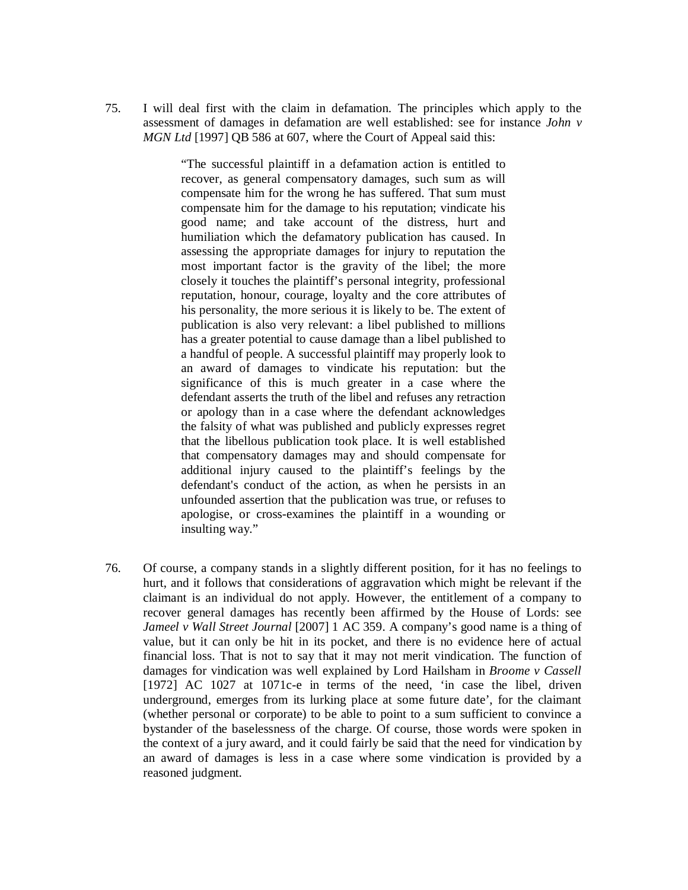75. I will deal first with the claim in defamation. The principles which apply to the assessment of damages in defamation are well established: see for instance *John v MGN Ltd* [1997] QB 586 at 607, where the Court of Appeal said this:

> "The successful plaintiff in a defamation action is entitled to recover, as general compensatory damages, such sum as will compensate him for the wrong he has suffered. That sum must compensate him for the damage to his reputation; vindicate his good name; and take account of the distress, hurt and humiliation which the defamatory publication has caused. In assessing the appropriate damages for injury to reputation the most important factor is the gravity of the libel; the more closely it touches the plaintiff's personal integrity, professional reputation, honour, courage, loyalty and the core attributes of his personality, the more serious it is likely to be. The extent of publication is also very relevant: a libel published to millions has a greater potential to cause damage than a libel published to a handful of people. A successful plaintiff may properly look to an award of damages to vindicate his reputation: but the significance of this is much greater in a case where the defendant asserts the truth of the libel and refuses any retraction or apology than in a case where the defendant acknowledges the falsity of what was published and publicly expresses regret that the libellous publication took place. It is well established that compensatory damages may and should compensate for additional injury caused to the plaintiff's feelings by the defendant's conduct of the action, as when he persists in an unfounded assertion that the publication was true, or refuses to apologise, or cross-examines the plaintiff in a wounding or insulting way."

76. Of course, a company stands in a slightly different position, for it has no feelings to hurt, and it follows that considerations of aggravation which might be relevant if the claimant is an individual do not apply. However, the entitlement of a company to recover general damages has recently been affirmed by the House of Lords: see *Jameel v Wall Street Journal* [2007] 1 AC 359. A company's good name is a thing of value, but it can only be hit in its pocket, and there is no evidence here of actual financial loss. That is not to say that it may not merit vindication. The function of damages for vindication was well explained by Lord Hailsham in *Broome v Cassell* [1972] AC 1027 at 1071c-e in terms of the need, 'in case the libel, driven underground, emerges from its lurking place at some future date', for the claimant (whether personal or corporate) to be able to point to a sum sufficient to convince a bystander of the baselessness of the charge. Of course, those words were spoken in the context of a jury award, and it could fairly be said that the need for vindication by an award of damages is less in a case where some vindication is provided by a reasoned judgment.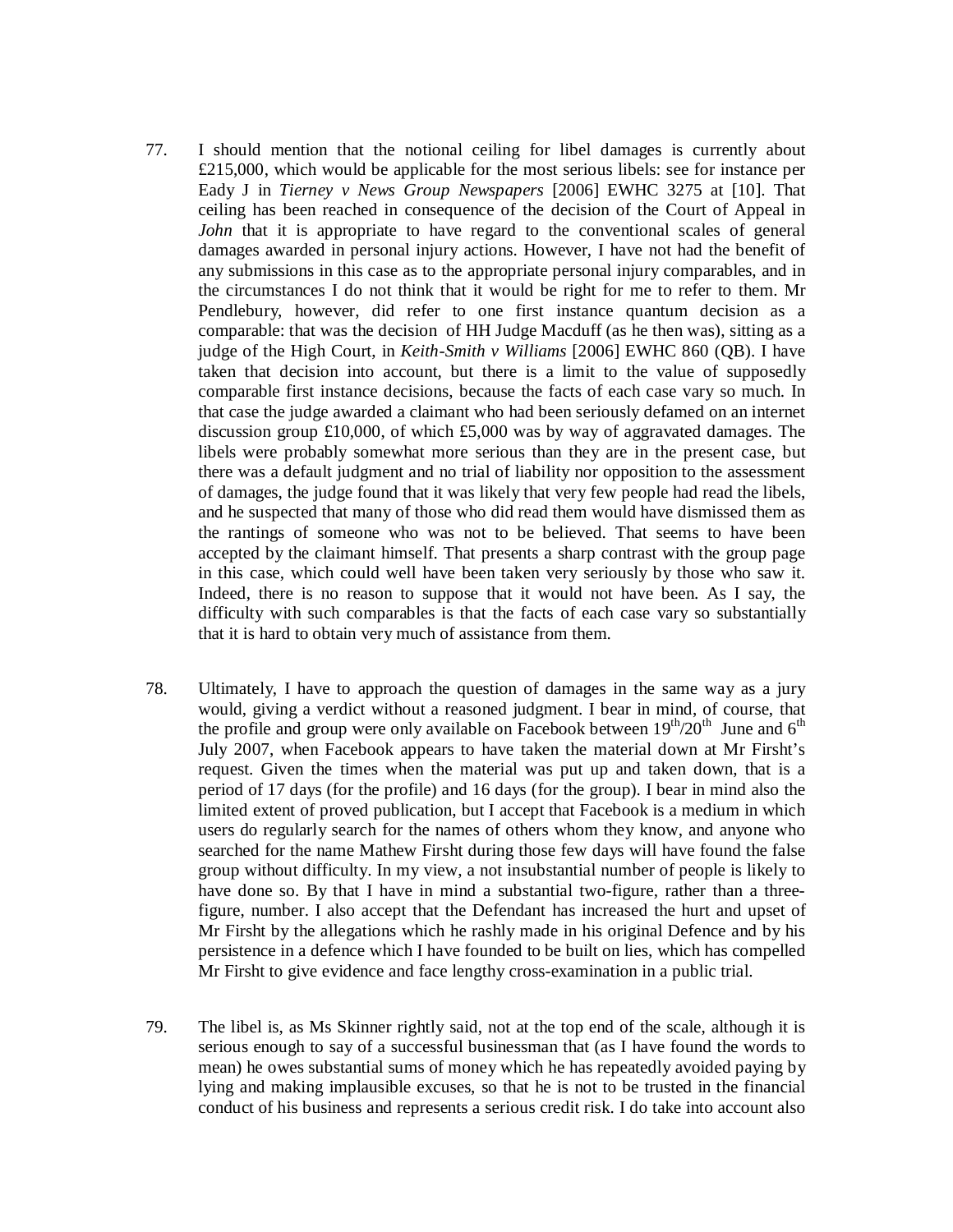77. I should mention that the notional ceiling for libel damages is currently about £215,000, which would be applicable for the most serious libels: see for instance per Eady J in *Tierney v News Group Newspapers* [2006] EWHC 3275 at [10]. That ceiling has been reached in consequence of the decision of the Court of Appeal in *John* that it is appropriate to have regard to the conventional scales of general damages awarded in personal injury actions. However, I have not had the benefit of any submissions in this case as to the appropriate personal injury comparables, and in the circumstances I do not think that it would be right for me to refer to them. Mr Pendlebury, however, did refer to one first instance quantum decision as a comparable: that was the decision of HH Judge Macduff (as he then was), sitting as a judge of the High Court, in *Keith-Smith v Williams* [2006] EWHC 860 (QB). I have taken that decision into account, but there is a limit to the value of supposedly comparable first instance decisions, because the facts of each case vary so much. In that case the judge awarded a claimant who had been seriously defamed on an internet discussion group £10,000, of which £5,000 was by way of aggravated damages. The libels were probably somewhat more serious than they are in the present case, but there was a default judgment and no trial of liability nor opposition to the assessment of damages, the judge found that it was likely that very few people had read the libels, and he suspected that many of those who did read them would have dismissed them as the rantings of someone who was not to be believed. That seems to have been accepted by the claimant himself. That presents a sharp contrast with the group page in this case, which could well have been taken very seriously by those who saw it. Indeed, there is no reason to suppose that it would not have been. As I say, the difficulty with such comparables is that the facts of each case vary so substantially that it is hard to obtain very much of assistance from them.

78. Ultimately, I have to approach the question of damages in the same way as a jury would, giving a verdict without a reasoned judgment. I bear in mind, of course, that the profile and group were only available on Facebook between 19th/20th June and 6th July 2007, when Facebook appears to have taken the material down at Mr Firsht's request. Given the times when the material was put up and taken down, that is a period of 17 days (for the profile) and 16 days (for the group). I bear in mind also the limited extent of proved publication, but I accept that Facebook is a medium in which users do regularly search for the names of others whom they know, and anyone who searched for the name Mathew Firsht during those few days will have found the false group without difficulty. In my view, a not insubstantial number of people is likely to have done so. By that I have in mind a substantial two-figure, rather than a three-figure, number. I also accept that the Defendant has increased the hurt and upset of Mr Firsht by the allegations which he rashly made in his original Defence and by his persistence in a defence which I have founded to be built on lies, which has compelled Mr Firsht to give evidence and face lengthy cross-examination in a public trial.

79. The libel is, as Ms Skinner rightly said, not at the top end of the scale, although it is serious enough to say of a successful businessman that (as I have found the words to mean) he owes substantial sums of money which he has repeatedly avoided paying by lying and making implausible excuses, so that he is not to be trusted in the financial conduct of his business and represents a serious credit risk. I do take into account also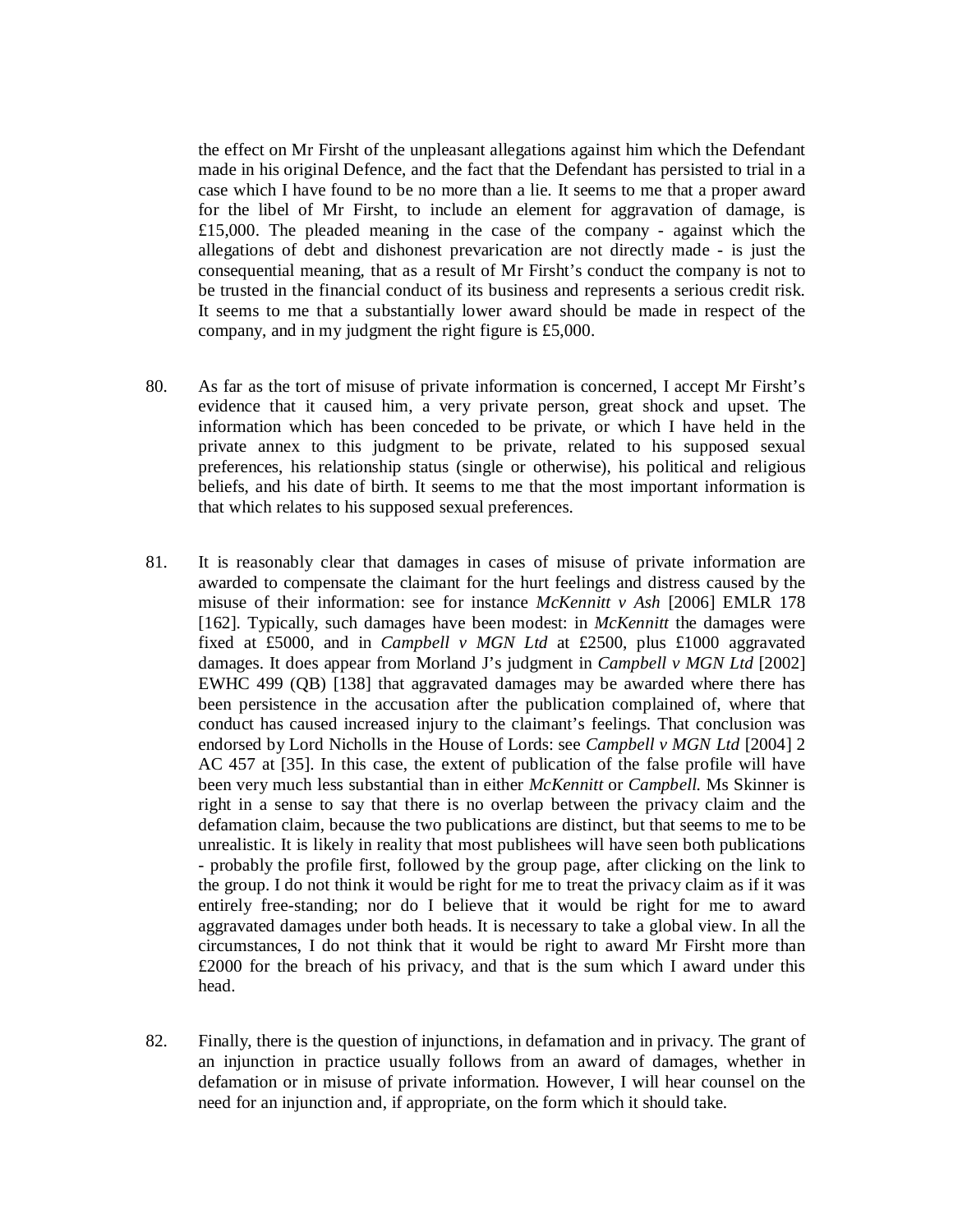the effect on Mr Firsht of the unpleasant allegations against him which the Defendant made in his original Defence, and the fact that the Defendant has persisted to trial in a case which I have found to be no more than a lie. It seems to me that a proper award for the libel of Mr Firsht, to include an element for aggravation of damage, is £15,000. The pleaded meaning in the case of the company - against which the allegations of debt and dishonest prevarication are not directly made - is just the consequential meaning, that as a result of Mr Firsht's conduct the company is not to be trusted in the financial conduct of its business and represents a serious credit risk. It seems to me that a substantially lower award should be made in respect of the company, and in my judgment the right figure is £5,000.

80. As far as the tort of misuse of private information is concerned, I accept Mr Firsht's evidence that it caused him, a very private person, great shock and upset. The information which has been conceded to be private, or which I have held in the private annex to this judgment to be private, related to his supposed sexual preferences, his relationship status (single or otherwise), his political and religious beliefs, and his date of birth. It seems to me that the most important information is that which relates to his supposed sexual preferences.

81. It is reasonably clear that damages in cases of misuse of private information are awarded to compensate the claimant for the hurt feelings and distress caused by the misuse of their information: see for instance *McKennitt v Ash* [2006] EMLR 178 [162]. Typically, such damages have been modest: in *McKennitt* the damages were fixed at £5000, and in *Campbell v MGN Ltd* at £2500, plus £1000 aggravated damages. It does appear from Morland J's judgment in *Campbell v MGN Ltd* [2002] EWHC 499 (QB) [138] that aggravated damages may be awarded where there has been persistence in the accusation after the publication complained of, where that conduct has caused increased injury to the claimant's feelings. That conclusion was endorsed by Lord Nicholls in the House of Lords: see *Campbell v MGN Ltd* [2004] 2 AC 457 at [35]. In this case, the extent of publication of the false profile will have been very much less substantial than in either *McKennitt* or *Campbell*. Ms Skinner is right in a sense to say that there is no overlap between the privacy claim and the defamation claim, because the two publications are distinct, but that seems to me to be unrealistic. It is likely in reality that most publishees will have seen both publications - probably the profile first, followed by the group page, after clicking on the link to the group. I do not think it would be right for me to treat the privacy claim as if it was entirely free-standing; nor do I believe that it would be right for me to award aggravated damages under both heads. It is necessary to take a global view. In all the circumstances, I do not think that it would be right to award Mr Firsht more than £2000 for the breach of his privacy, and that is the sum which I award under this head.

82. Finally, there is the question of injunctions, in defamation and in privacy. The grant of an injunction in practice usually follows from an award of damages, whether in defamation or in misuse of private information. However, I will hear counsel on the need for an injunction and, if appropriate, on the form which it should take.